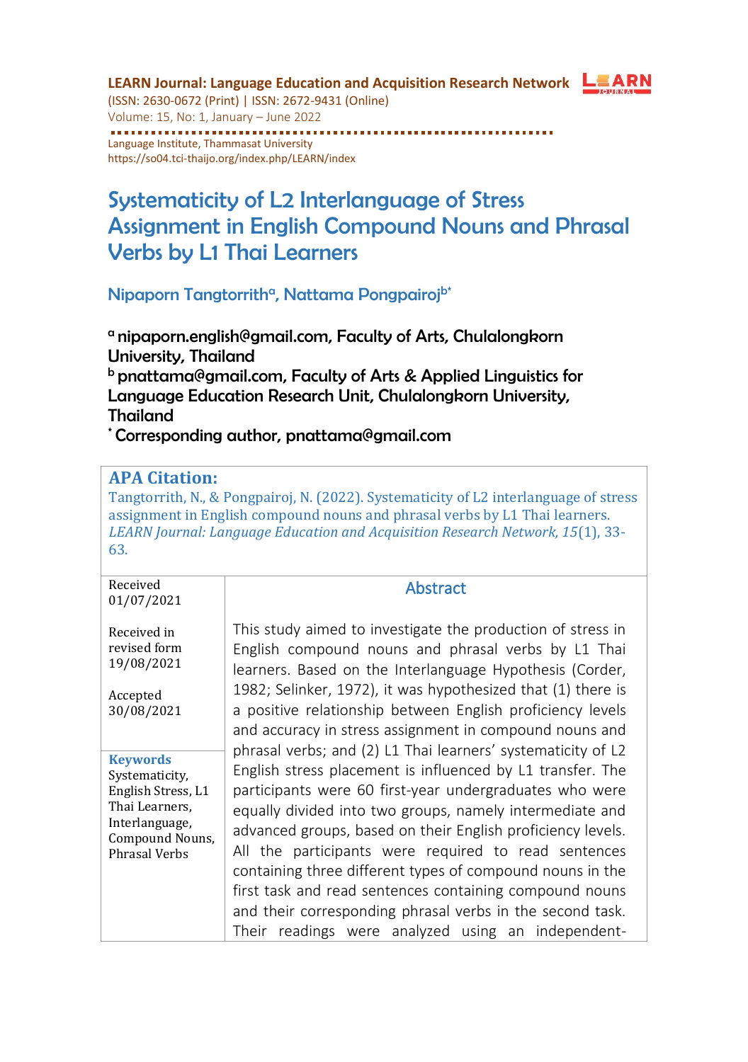**LEARN Journal: Language Education and Acquisition Research Network**
(ISSN: 2630-0672 (Print) | ISSN: 2672-9431 (Online)
Volume: 15, No: 1, January – June 2022

Language Institute, Thammasat University
https://so04.tci-thaijo.org/index.php/LEARN/index

# Systematicity of L2 Interlanguage of Stress Assignment in English Compound Nouns and Phrasal Verbs by L1 Thai Learners

**Nipaporn Tangtorrith[a], Nattama Pongpairoj[b*]**

[a] nipaporn.english@gmail.com, Faculty of Arts, Chulalongkorn University, Thailand
[b] pnattama@gmail.com, Faculty of Arts & Applied Linguistics for Language Education Research Unit, Chulalongkorn University, Thailand
[*] Corresponding author, pnattama@gmail.com

**APA Citation:**
Tangtorrith, N., & Pongpairoj, N. (2022). Systematicity of L2 interlanguage of stress assignment in English compound nouns and phrasal verbs by L1 Thai learners. *LEARN Journal: Language Education and Acquisition Research Network, 15*(1), 33-63.

Received 01/07/2021

Received in revised form 19/08/2021

Accepted 30/08/2021

**Keywords**
Systematicity, English Stress, L1 Thai Learners, Interlanguage, Compound Nouns, Phrasal Verbs

## Abstract

This study aimed to investigate the production of stress in English compound nouns and phrasal verbs by L1 Thai learners. Based on the Interlanguage Hypothesis (Corder, 1982; Selinker, 1972), it was hypothesized that (1) there is a positive relationship between English proficiency levels and accuracy in stress assignment in compound nouns and phrasal verbs; and (2) L1 Thai learners' systematicity of L2 English stress placement is influenced by L1 transfer. The participants were 60 first-year undergraduates who were equally divided into two groups, namely intermediate and advanced groups, based on their English proficiency levels. All the participants were required to read sentences containing three different types of compound nouns in the first task and read sentences containing compound nouns and their corresponding phrasal verbs in the second task. Their readings were analyzed using an independent-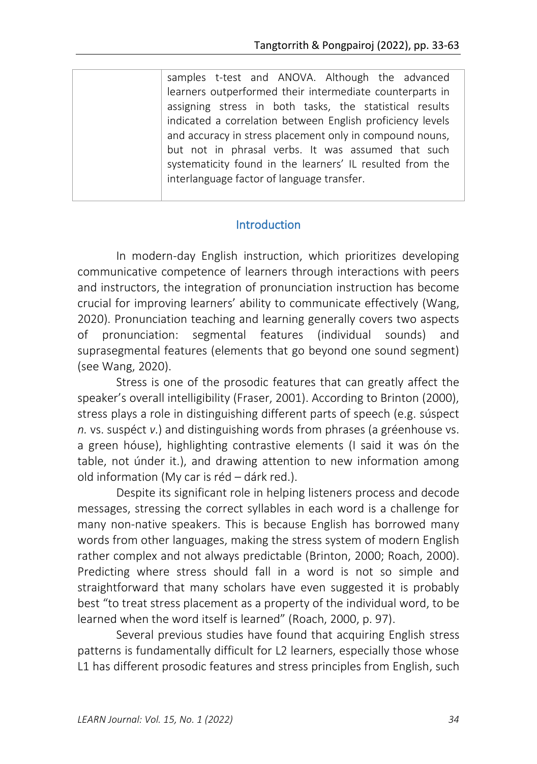| | samples t-test and ANOVA. Although the advanced learners outperformed their intermediate counterparts in assigning stress in both tasks, the statistical results indicated a correlation between English proficiency levels and accuracy in stress placement only in compound nouns, but not in phrasal verbs. It was assumed that such systematicity found in the learners' IL resulted from the interlanguage factor of language transfer. |
|---|---|

## Introduction

In modern-day English instruction, which prioritizes developing communicative competence of learners through interactions with peers and instructors, the integration of pronunciation instruction has become crucial for improving learners' ability to communicate effectively (Wang, 2020). Pronunciation teaching and learning generally covers two aspects of pronunciation: segmental features (individual sounds) and suprasegmental features (elements that go beyond one sound segment) (see Wang, 2020).

Stress is one of the prosodic features that can greatly affect the speaker's overall intelligibility (Fraser, 2001). According to Brinton (2000), stress plays a role in distinguishing different parts of speech (e.g. súspect *n.* vs. suspéct *v.*) and distinguishing words from phrases (a gréenhouse vs. a green hóuse), highlighting contrastive elements (I said it was ón the table, not únder it.), and drawing attention to new information among old information (My car is réd – dárk red.).

Despite its significant role in helping listeners process and decode messages, stressing the correct syllables in each word is a challenge for many non-native speakers. This is because English has borrowed many words from other languages, making the stress system of modern English rather complex and not always predictable (Brinton, 2000; Roach, 2000). Predicting where stress should fall in a word is not so simple and straightforward that many scholars have even suggested it is probably best "to treat stress placement as a property of the individual word, to be learned when the word itself is learned" (Roach, 2000, p. 97).

Several previous studies have found that acquiring English stress patterns is fundamentally difficult for L2 learners, especially those whose L1 has different prosodic features and stress principles from English, such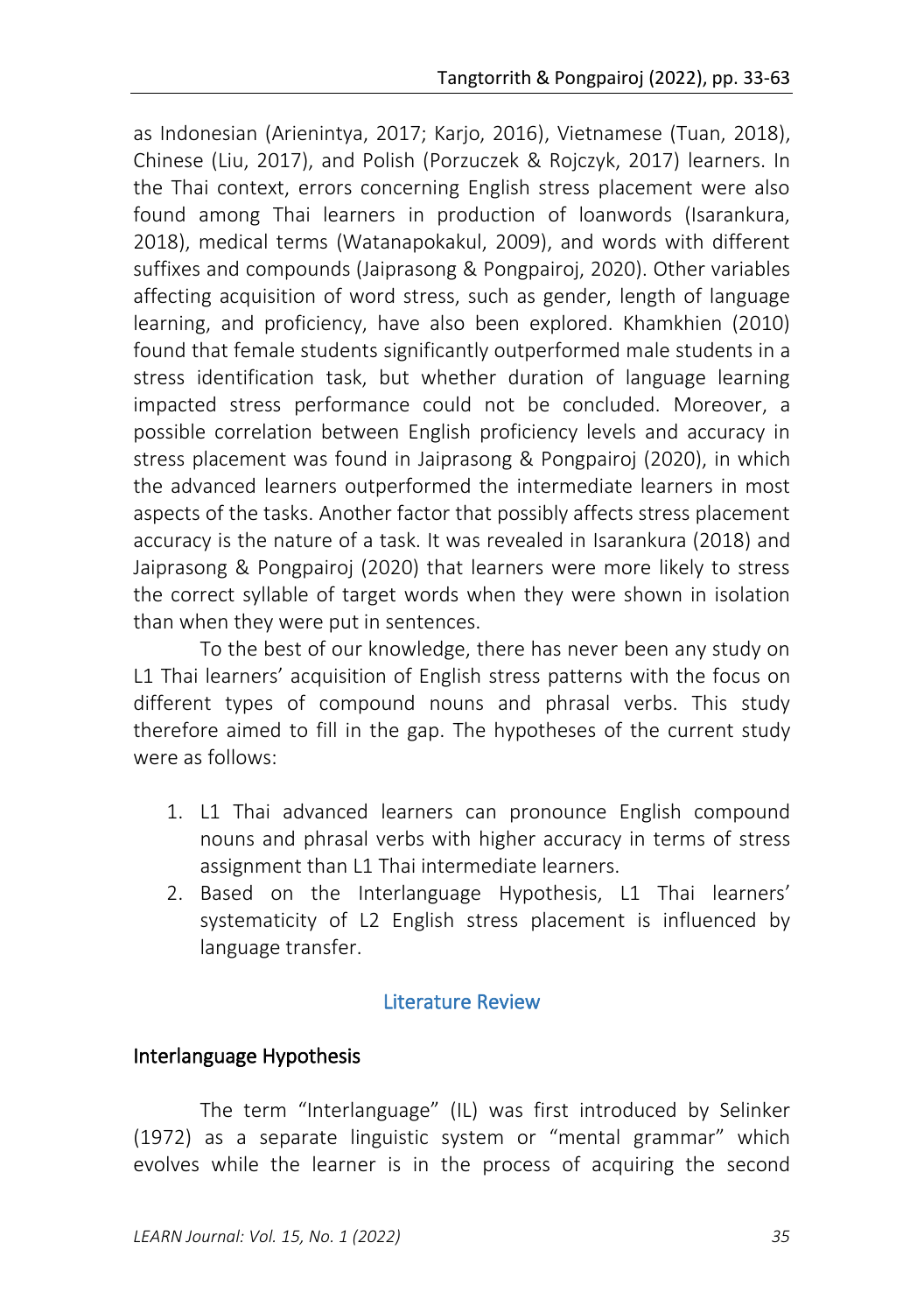as Indonesian (Arienintya, 2017; Karjo, 2016), Vietnamese (Tuan, 2018), Chinese (Liu, 2017), and Polish (Porzuczek & Rojczyk, 2017) learners. In the Thai context, errors concerning English stress placement were also found among Thai learners in production of loanwords (Isarankura, 2018), medical terms (Watanapokakul, 2009), and words with different suffixes and compounds (Jaiprasong & Pongpairoj, 2020). Other variables affecting acquisition of word stress, such as gender, length of language learning, and proficiency, have also been explored. Khamkhien (2010) found that female students significantly outperformed male students in a stress identification task, but whether duration of language learning impacted stress performance could not be concluded. Moreover, a possible correlation between English proficiency levels and accuracy in stress placement was found in Jaiprasong & Pongpairoj (2020), in which the advanced learners outperformed the intermediate learners in most aspects of the tasks. Another factor that possibly affects stress placement accuracy is the nature of a task. It was revealed in Isarankura (2018) and Jaiprasong & Pongpairoj (2020) that learners were more likely to stress the correct syllable of target words when they were shown in isolation than when they were put in sentences.

To the best of our knowledge, there has never been any study on L1 Thai learners' acquisition of English stress patterns with the focus on different types of compound nouns and phrasal verbs. This study therefore aimed to fill in the gap. The hypotheses of the current study were as follows:

1. L1 Thai advanced learners can pronounce English compound nouns and phrasal verbs with higher accuracy in terms of stress assignment than L1 Thai intermediate learners.
2. Based on the Interlanguage Hypothesis, L1 Thai learners' systematicity of L2 English stress placement is influenced by language transfer.

## Literature Review

### Interlanguage Hypothesis

The term "Interlanguage" (IL) was first introduced by Selinker (1972) as a separate linguistic system or "mental grammar" which evolves while the learner is in the process of acquiring the second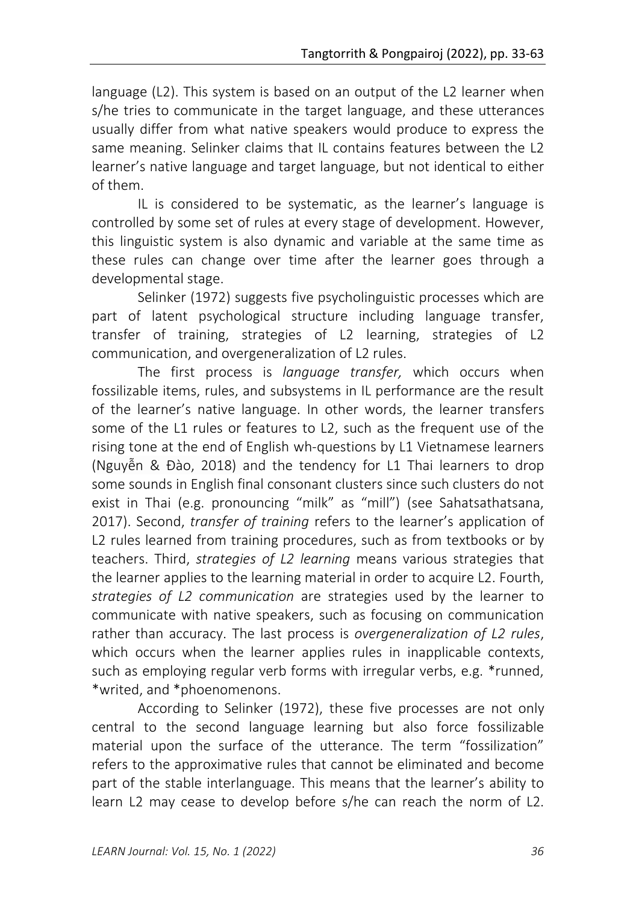language (L2). This system is based on an output of the L2 learner when s/he tries to communicate in the target language, and these utterances usually differ from what native speakers would produce to express the same meaning. Selinker claims that IL contains features between the L2 learner's native language and target language, but not identical to either of them.

IL is considered to be systematic, as the learner's language is controlled by some set of rules at every stage of development. However, this linguistic system is also dynamic and variable at the same time as these rules can change over time after the learner goes through a developmental stage.

Selinker (1972) suggests five psycholinguistic processes which are part of latent psychological structure including language transfer, transfer of training, strategies of L2 learning, strategies of L2 communication, and overgeneralization of L2 rules.

The first process is *language transfer,* which occurs when fossilizable items, rules, and subsystems in IL performance are the result of the learner's native language. In other words, the learner transfers some of the L1 rules or features to L2, such as the frequent use of the rising tone at the end of English wh-questions by L1 Vietnamese learners (Nguyễn & Đào, 2018) and the tendency for L1 Thai learners to drop some sounds in English final consonant clusters since such clusters do not exist in Thai (e.g. pronouncing "milk" as "mill") (see Sahatsathatsana, 2017). Second, *transfer of training* refers to the learner's application of L2 rules learned from training procedures, such as from textbooks or by teachers. Third, *strategies of L2 learning* means various strategies that the learner applies to the learning material in order to acquire L2. Fourth, *strategies of L2 communication* are strategies used by the learner to communicate with native speakers, such as focusing on communication rather than accuracy. The last process is *overgeneralization of L2 rules*, which occurs when the learner applies rules in inapplicable contexts, such as employing regular verb forms with irregular verbs, e.g. *runned, *writed, and *phoenomenons.

According to Selinker (1972), these five processes are not only central to the second language learning but also force fossilizable material upon the surface of the utterance. The term "fossilization" refers to the approximative rules that cannot be eliminated and become part of the stable interlanguage. This means that the learner's ability to learn L2 may cease to develop before s/he can reach the norm of L2.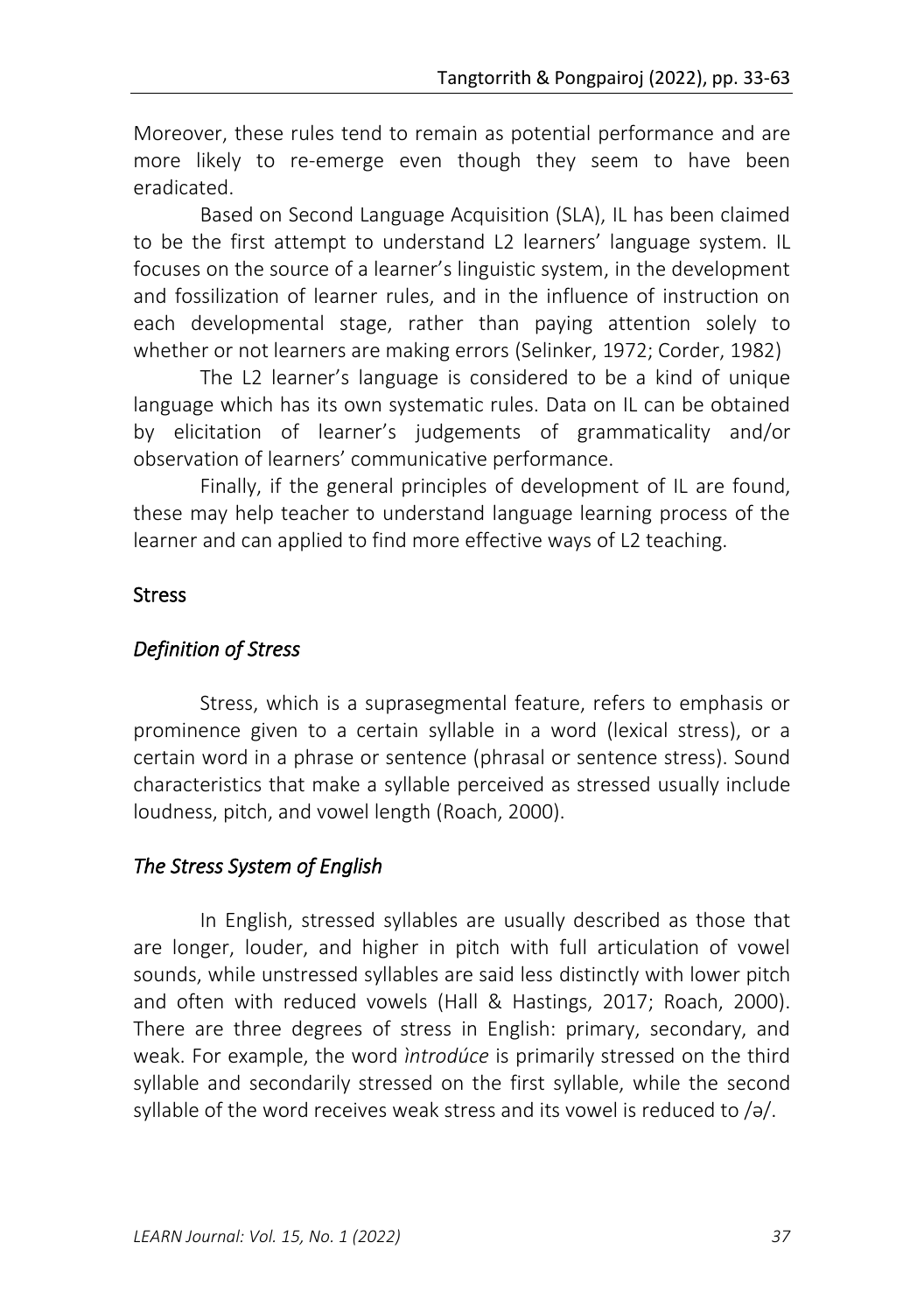Moreover, these rules tend to remain as potential performance and are more likely to re-emerge even though they seem to have been eradicated.

Based on Second Language Acquisition (SLA), IL has been claimed to be the first attempt to understand L2 learners' language system. IL focuses on the source of a learner's linguistic system, in the development and fossilization of learner rules, and in the influence of instruction on each developmental stage, rather than paying attention solely to whether or not learners are making errors (Selinker, 1972; Corder, 1982)

The L2 learner's language is considered to be a kind of unique language which has its own systematic rules. Data on IL can be obtained by elicitation of learner's judgements of grammaticality and/or observation of learners' communicative performance.

Finally, if the general principles of development of IL are found, these may help teacher to understand language learning process of the learner and can applied to find more effective ways of L2 teaching.

## Stress

### *Definition of Stress*

Stress, which is a suprasegmental feature, refers to emphasis or prominence given to a certain syllable in a word (lexical stress), or a certain word in a phrase or sentence (phrasal or sentence stress). Sound characteristics that make a syllable perceived as stressed usually include loudness, pitch, and vowel length (Roach, 2000).

### *The Stress System of English*

In English, stressed syllables are usually described as those that are longer, louder, and higher in pitch with full articulation of vowel sounds, while unstressed syllables are said less distinctly with lower pitch and often with reduced vowels (Hall & Hastings, 2017; Roach, 2000). There are three degrees of stress in English: primary, secondary, and weak. For example, the word *ìntrodúce* is primarily stressed on the third syllable and secondarily stressed on the first syllable, while the second syllable of the word receives weak stress and its vowel is reduced to /ə/.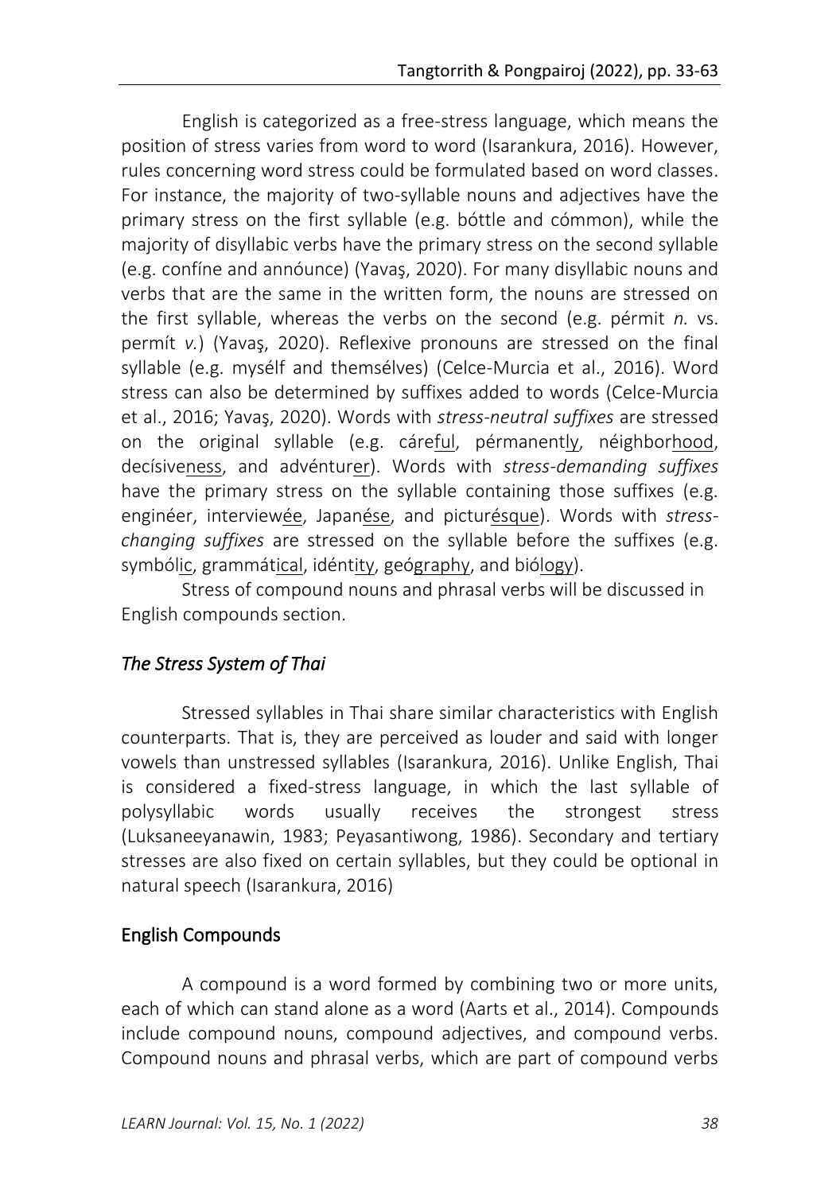English is categorized as a free-stress language, which means the position of stress varies from word to word (Isarankura, 2016). However, rules concerning word stress could be formulated based on word classes. For instance, the majority of two-syllable nouns and adjectives have the primary stress on the first syllable (e.g. bóttle and cómmon), while the majority of disyllabic verbs have the primary stress on the second syllable (e.g. confíne and annóunce) (Yavaş, 2020). For many disyllabic nouns and verbs that are the same in the written form, the nouns are stressed on the first syllable, whereas the verbs on the second (e.g. pérmit *n.* vs. permít *v.*) (Yavaş, 2020). Reflexive pronouns are stressed on the final syllable (e.g. mysélf and themsélves) (Celce-Murcia et al., 2016). Word stress can also be determined by suffixes added to words (Celce-Murcia et al., 2016; Yavaş, 2020). Words with *stress-neutral suffixes* are stressed on the original syllable (e.g. cáre<u>ful</u>, pérmanent<u>ly</u>, néighbor<u>hood</u>, decísive<u>ness</u>, and advéntur<u>er</u>). Words with *stress-demanding suffixes* have the primary stress on the syllable containing those suffixes (e.g. enginéer, interview<u>ée</u>, Japan<u>ése</u>, and pictur<u>ésque</u>). Words with *stress-changing suffixes* are stressed on the syllable before the suffixes (e.g. symból<u>ic</u>, grammát<u>ical</u>, idént<u>ity</u>, geó<u>graphy</u>, and biólo<u>gy</u>).

Stress of compound nouns and phrasal verbs will be discussed in English compounds section.

### *The Stress System of Thai*

Stressed syllables in Thai share similar characteristics with English counterparts. That is, they are perceived as louder and said with longer vowels than unstressed syllables (Isarankura, 2016). Unlike English, Thai is considered a fixed-stress language, in which the last syllable of polysyllabic words usually receives the strongest stress (Luksaneeyanawin, 1983; Peyasantiwong, 1986). Secondary and tertiary stresses are also fixed on certain syllables, but they could be optional in natural speech (Isarankura, 2016)

## English Compounds

A compound is a word formed by combining two or more units, each of which can stand alone as a word (Aarts et al., 2014). Compounds include compound nouns, compound adjectives, and compound verbs. Compound nouns and phrasal verbs, which are part of compound verbs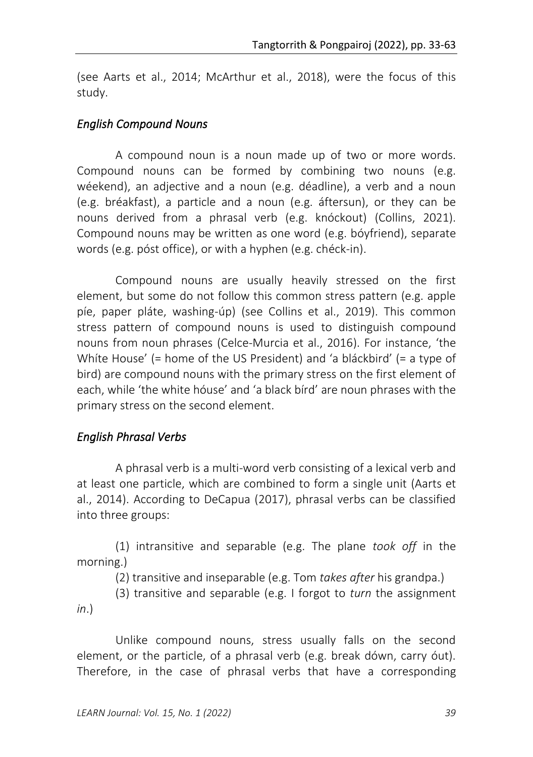(see Aarts et al., 2014; McArthur et al., 2018), were the focus of this study.

### *English Compound Nouns*

A compound noun is a noun made up of two or more words. Compound nouns can be formed by combining two nouns (e.g. wéekend), an adjective and a noun (e.g. déadline), a verb and a noun (e.g. bréakfast), a particle and a noun (e.g. áftersun), or they can be nouns derived from a phrasal verb (e.g. knóckout) (Collins, 2021). Compound nouns may be written as one word (e.g. bóyfriend), separate words (e.g. póst office), or with a hyphen (e.g. chéck-in).

Compound nouns are usually heavily stressed on the first element, but some do not follow this common stress pattern (e.g. apple píe, paper pláte, washing-úp) (see Collins et al., 2019). This common stress pattern of compound nouns is used to distinguish compound nouns from noun phrases (Celce-Murcia et al., 2016). For instance, 'the Whíte House' (= home of the US President) and 'a bláckbird' (= a type of bird) are compound nouns with the primary stress on the first element of each, while 'the white hóuse' and 'a black bírd' are noun phrases with the primary stress on the second element.

### *English Phrasal Verbs*

A phrasal verb is a multi-word verb consisting of a lexical verb and at least one particle, which are combined to form a single unit (Aarts et al., 2014). According to DeCapua (2017), phrasal verbs can be classified into three groups:

(1) intransitive and separable (e.g. The plane *took off* in the morning.)

(2) transitive and inseparable (e.g. Tom *takes after* his grandpa.)

(3) transitive and separable (e.g. I forgot to *turn* the assignment *in*.)

Unlike compound nouns, stress usually falls on the second element, or the particle, of a phrasal verb (e.g. break dówn, carry óut). Therefore, in the case of phrasal verbs that have a corresponding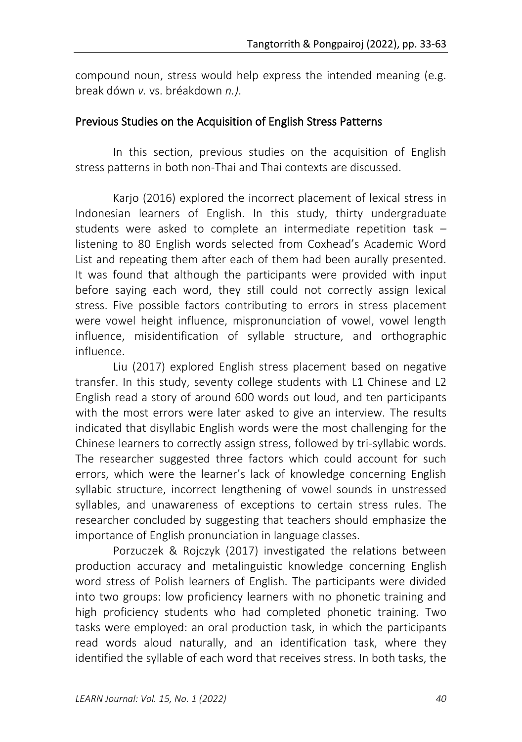compound noun, stress would help express the intended meaning (e.g. break dówn *v.* vs. bréakdown *n.)*.

## Previous Studies on the Acquisition of English Stress Patterns

In this section, previous studies on the acquisition of English stress patterns in both non-Thai and Thai contexts are discussed.

Karjo (2016) explored the incorrect placement of lexical stress in Indonesian learners of English. In this study, thirty undergraduate students were asked to complete an intermediate repetition task – listening to 80 English words selected from Coxhead's Academic Word List and repeating them after each of them had been aurally presented. It was found that although the participants were provided with input before saying each word, they still could not correctly assign lexical stress. Five possible factors contributing to errors in stress placement were vowel height influence, mispronunciation of vowel, vowel length influence, misidentification of syllable structure, and orthographic influence.

Liu (2017) explored English stress placement based on negative transfer. In this study, seventy college students with L1 Chinese and L2 English read a story of around 600 words out loud, and ten participants with the most errors were later asked to give an interview. The results indicated that disyllabic English words were the most challenging for the Chinese learners to correctly assign stress, followed by tri-syllabic words. The researcher suggested three factors which could account for such errors, which were the learner's lack of knowledge concerning English syllabic structure, incorrect lengthening of vowel sounds in unstressed syllables, and unawareness of exceptions to certain stress rules. The researcher concluded by suggesting that teachers should emphasize the importance of English pronunciation in language classes.

Porzuczek & Rojczyk (2017) investigated the relations between production accuracy and metalinguistic knowledge concerning English word stress of Polish learners of English. The participants were divided into two groups: low proficiency learners with no phonetic training and high proficiency students who had completed phonetic training. Two tasks were employed: an oral production task, in which the participants read words aloud naturally, and an identification task, where they identified the syllable of each word that receives stress. In both tasks, the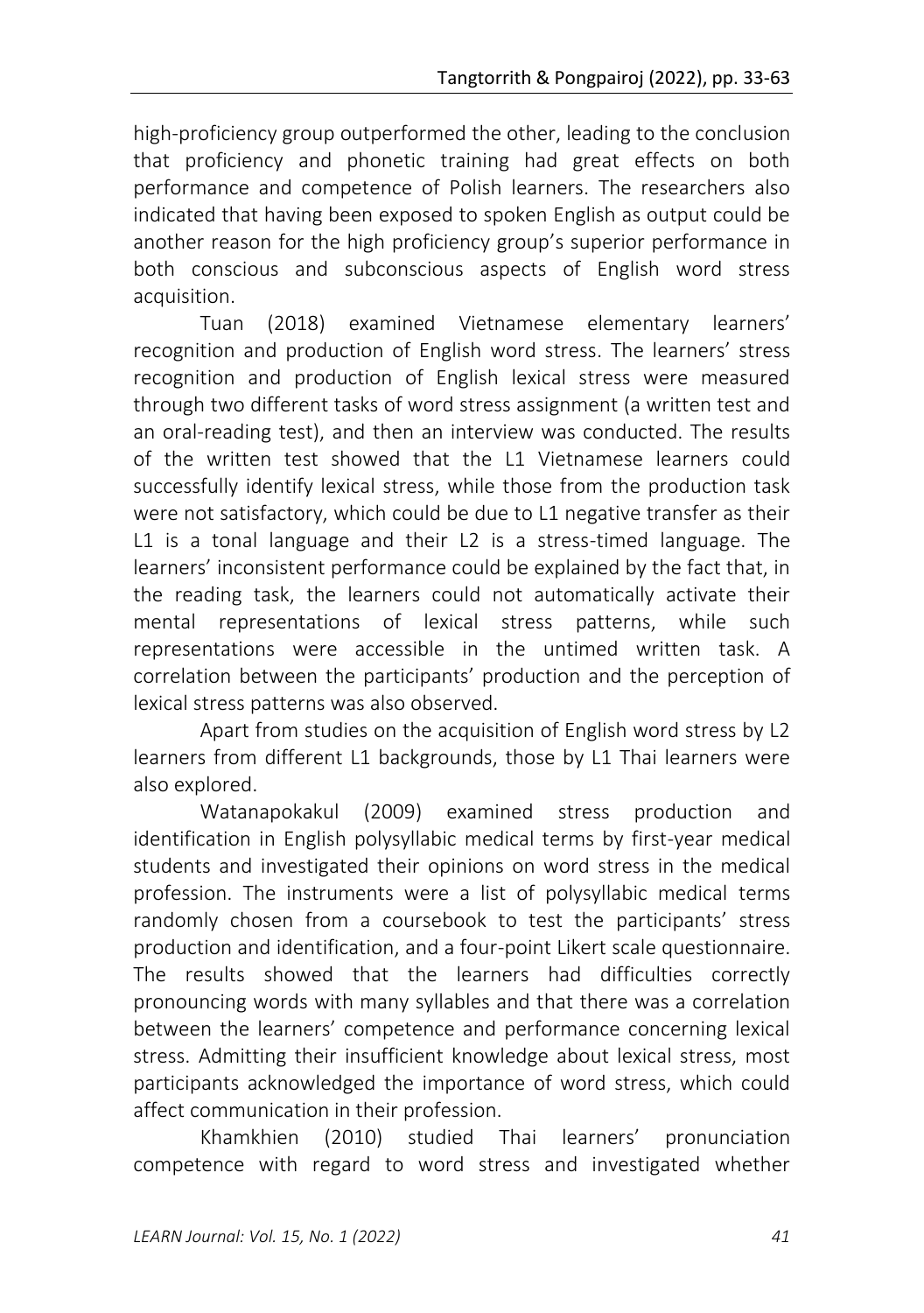high-proficiency group outperformed the other, leading to the conclusion that proficiency and phonetic training had great effects on both performance and competence of Polish learners. The researchers also indicated that having been exposed to spoken English as output could be another reason for the high proficiency group's superior performance in both conscious and subconscious aspects of English word stress acquisition.

Tuan (2018) examined Vietnamese elementary learners' recognition and production of English word stress. The learners' stress recognition and production of English lexical stress were measured through two different tasks of word stress assignment (a written test and an oral-reading test), and then an interview was conducted. The results of the written test showed that the L1 Vietnamese learners could successfully identify lexical stress, while those from the production task were not satisfactory, which could be due to L1 negative transfer as their L1 is a tonal language and their L2 is a stress-timed language. The learners' inconsistent performance could be explained by the fact that, in the reading task, the learners could not automatically activate their mental representations of lexical stress patterns, while such representations were accessible in the untimed written task. A correlation between the participants' production and the perception of lexical stress patterns was also observed.

Apart from studies on the acquisition of English word stress by L2 learners from different L1 backgrounds, those by L1 Thai learners were also explored.

Watanapokakul (2009) examined stress production and identification in English polysyllabic medical terms by first-year medical students and investigated their opinions on word stress in the medical profession. The instruments were a list of polysyllabic medical terms randomly chosen from a coursebook to test the participants' stress production and identification, and a four-point Likert scale questionnaire. The results showed that the learners had difficulties correctly pronouncing words with many syllables and that there was a correlation between the learners' competence and performance concerning lexical stress. Admitting their insufficient knowledge about lexical stress, most participants acknowledged the importance of word stress, which could affect communication in their profession.

Khamkhien (2010) studied Thai learners' pronunciation competence with regard to word stress and investigated whether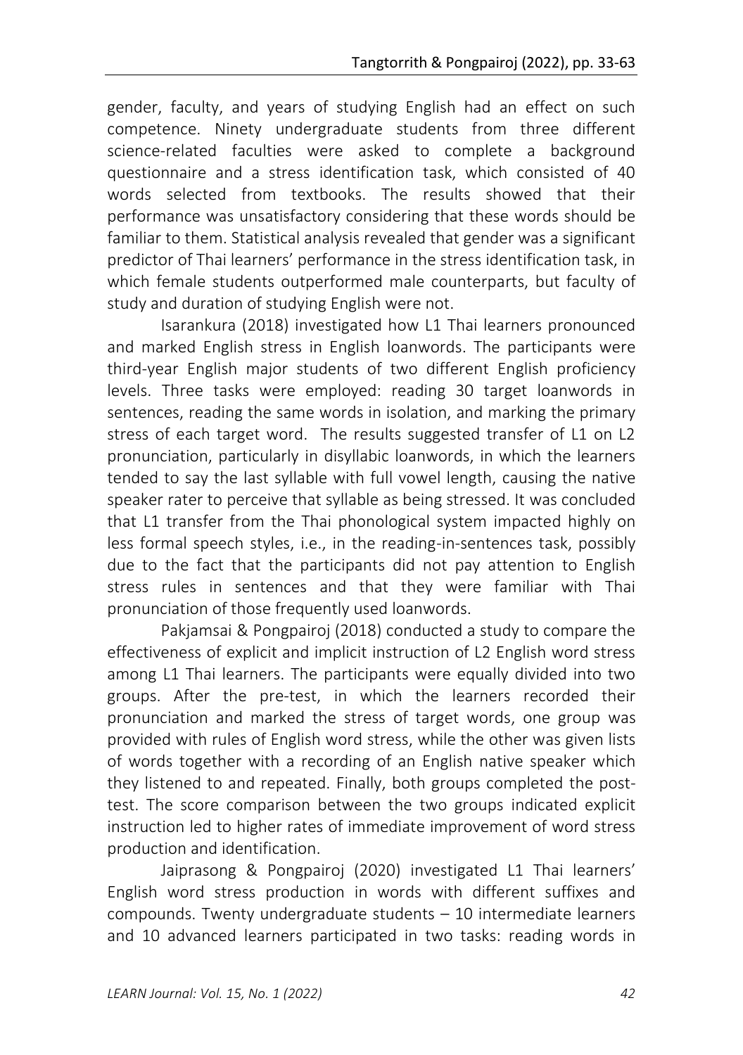gender, faculty, and years of studying English had an effect on such competence. Ninety undergraduate students from three different science-related faculties were asked to complete a background questionnaire and a stress identification task, which consisted of 40 words selected from textbooks. The results showed that their performance was unsatisfactory considering that these words should be familiar to them. Statistical analysis revealed that gender was a significant predictor of Thai learners' performance in the stress identification task, in which female students outperformed male counterparts, but faculty of study and duration of studying English were not.

Isarankura (2018) investigated how L1 Thai learners pronounced and marked English stress in English loanwords. The participants were third-year English major students of two different English proficiency levels. Three tasks were employed: reading 30 target loanwords in sentences, reading the same words in isolation, and marking the primary stress of each target word. The results suggested transfer of L1 on L2 pronunciation, particularly in disyllabic loanwords, in which the learners tended to say the last syllable with full vowel length, causing the native speaker rater to perceive that syllable as being stressed. It was concluded that L1 transfer from the Thai phonological system impacted highly on less formal speech styles, i.e., in the reading-in-sentences task, possibly due to the fact that the participants did not pay attention to English stress rules in sentences and that they were familiar with Thai pronunciation of those frequently used loanwords.

Pakjamsai & Pongpairoj (2018) conducted a study to compare the effectiveness of explicit and implicit instruction of L2 English word stress among L1 Thai learners. The participants were equally divided into two groups. After the pre-test, in which the learners recorded their pronunciation and marked the stress of target words, one group was provided with rules of English word stress, while the other was given lists of words together with a recording of an English native speaker which they listened to and repeated. Finally, both groups completed the post-test. The score comparison between the two groups indicated explicit instruction led to higher rates of immediate improvement of word stress production and identification.

Jaiprasong & Pongpairoj (2020) investigated L1 Thai learners' English word stress production in words with different suffixes and compounds. Twenty undergraduate students – 10 intermediate learners and 10 advanced learners participated in two tasks: reading words in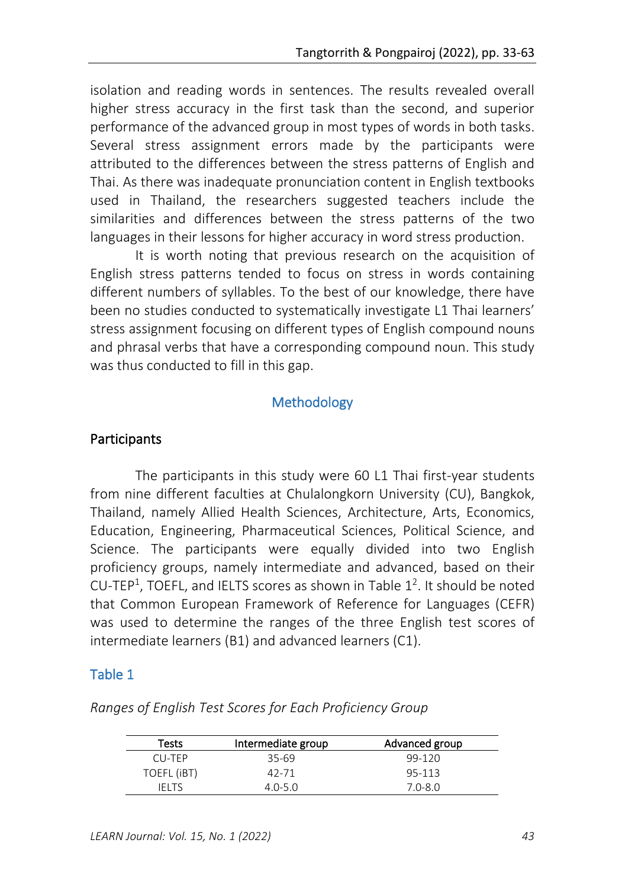isolation and reading words in sentences. The results revealed overall higher stress accuracy in the first task than the second, and superior performance of the advanced group in most types of words in both tasks. Several stress assignment errors made by the participants were attributed to the differences between the stress patterns of English and Thai. As there was inadequate pronunciation content in English textbooks used in Thailand, the researchers suggested teachers include the similarities and differences between the stress patterns of the two languages in their lessons for higher accuracy in word stress production.

It is worth noting that previous research on the acquisition of English stress patterns tended to focus on stress in words containing different numbers of syllables. To the best of our knowledge, there have been no studies conducted to systematically investigate L1 Thai learners' stress assignment focusing on different types of English compound nouns and phrasal verbs that have a corresponding compound noun. This study was thus conducted to fill in this gap.

## Methodology

### Participants

The participants in this study were 60 L1 Thai first-year students from nine different faculties at Chulalongkorn University (CU), Bangkok, Thailand, namely Allied Health Sciences, Architecture, Arts, Economics, Education, Engineering, Pharmaceutical Sciences, Political Science, and Science. The participants were equally divided into two English proficiency groups, namely intermediate and advanced, based on their CU-TEP[1], TOEFL, and IELTS scores as shown in Table 1[2]. It should be noted that Common European Framework of Reference for Languages (CEFR) was used to determine the ranges of the three English test scores of intermediate learners (B1) and advanced learners (C1).

**Table 1**

*Ranges of English Test Scores for Each Proficiency Group*

| Tests | Intermediate group | Advanced group |
|---|---|---|
| CU-TEP | 35-69 | 99-120 |
| TOEFL (iBT) | 42-71 | 95-113 |
| IELTS | 4.0-5.0 | 7.0-8.0 |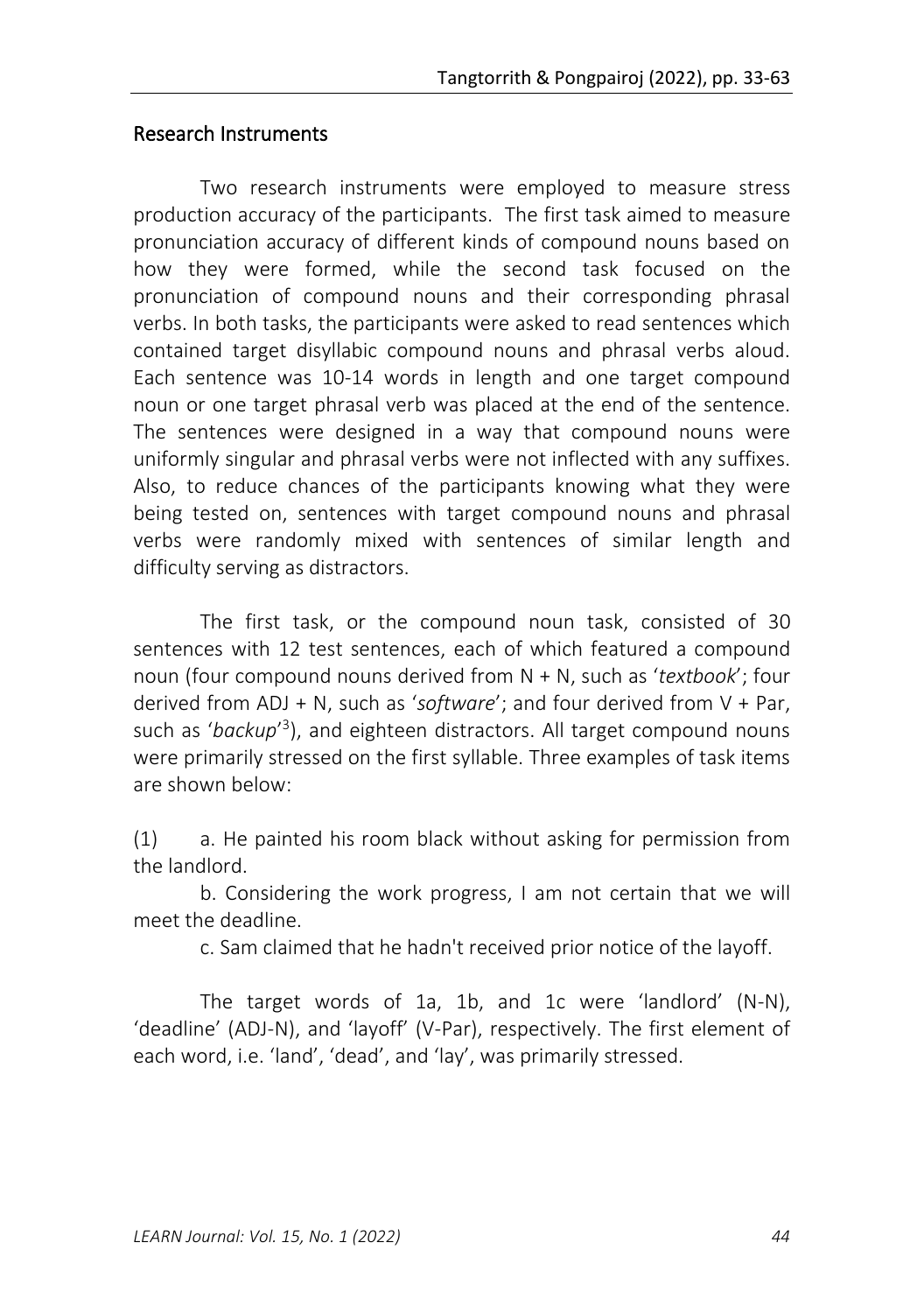## Research Instruments

Two research instruments were employed to measure stress production accuracy of the participants. The first task aimed to measure pronunciation accuracy of different kinds of compound nouns based on how they were formed, while the second task focused on the pronunciation of compound nouns and their corresponding phrasal verbs. In both tasks, the participants were asked to read sentences which contained target disyllabic compound nouns and phrasal verbs aloud. Each sentence was 10-14 words in length and one target compound noun or one target phrasal verb was placed at the end of the sentence. The sentences were designed in a way that compound nouns were uniformly singular and phrasal verbs were not inflected with any suffixes. Also, to reduce chances of the participants knowing what they were being tested on, sentences with target compound nouns and phrasal verbs were randomly mixed with sentences of similar length and difficulty serving as distractors.

The first task, or the compound noun task, consisted of 30 sentences with 12 test sentences, each of which featured a compound noun (four compound nouns derived from N + N, such as '*textbook*'; four derived from ADJ + N, such as '*software*'; and four derived from V + Par, such as '*backup*'[3]), and eighteen distractors. All target compound nouns were primarily stressed on the first syllable. Three examples of task items are shown below:

(1) a. He painted his room black without asking for permission from the landlord.

b. Considering the work progress, I am not certain that we will meet the deadline.

c. Sam claimed that he hadn't received prior notice of the layoff.

The target words of 1a, 1b, and 1c were 'landlord' (N-N), 'deadline' (ADJ-N), and 'layoff' (V-Par), respectively. The first element of each word, i.e. 'land', 'dead', and 'lay', was primarily stressed.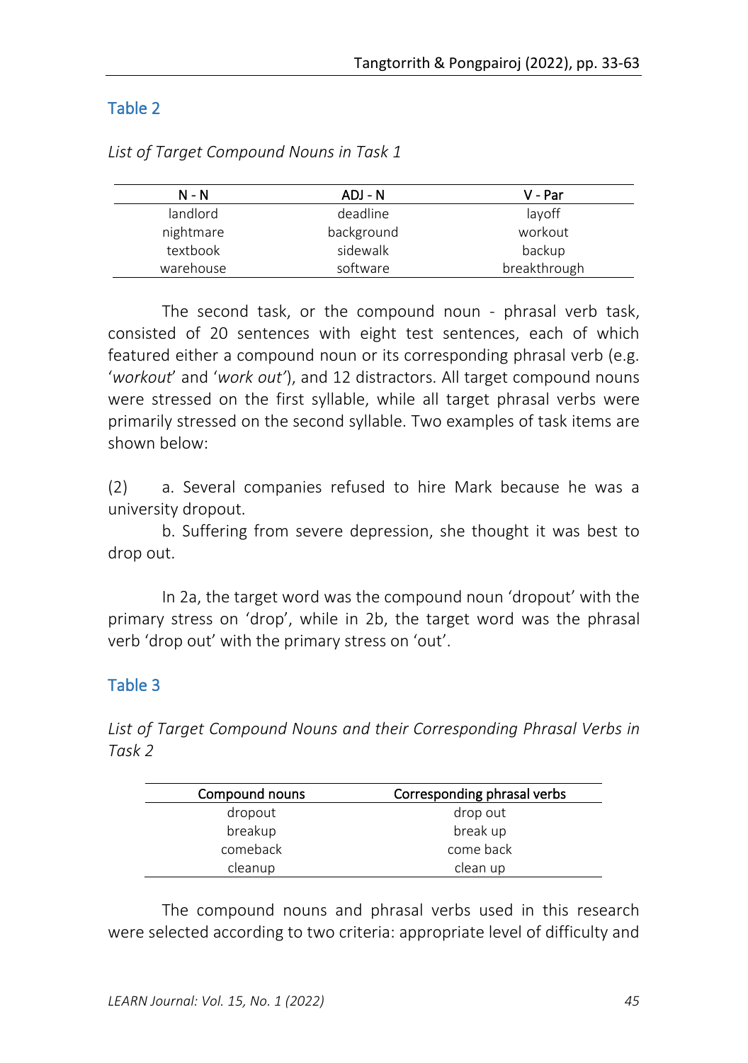Table 2

*List of Target Compound Nouns in Task 1*

| N - N | ADJ - N | V - Par |
|---|---|---|
| landlord | deadline | layoff |
| nightmare | background | workout |
| textbook | sidewalk | backup |
| warehouse | software | breakthrough |

The second task, or the compound noun - phrasal verb task, consisted of 20 sentences with eight test sentences, each of which featured either a compound noun or its corresponding phrasal verb (e.g. '*workout*' and '*work out*'), and 12 distractors. All target compound nouns were stressed on the first syllable, while all target phrasal verbs were primarily stressed on the second syllable. Two examples of task items are shown below:

(2) a. Several companies refused to hire Mark because he was a university dropout.
b. Suffering from severe depression, she thought it was best to drop out.

In 2a, the target word was the compound noun 'dropout' with the primary stress on 'drop', while in 2b, the target word was the phrasal verb 'drop out' with the primary stress on 'out'.

Table 3

*List of Target Compound Nouns and their Corresponding Phrasal Verbs in Task 2*

| Compound nouns | Corresponding phrasal verbs |
|---|---|
| dropout | drop out |
| breakup | break up |
| comeback | come back |
| cleanup | clean up |

The compound nouns and phrasal verbs used in this research were selected according to two criteria: appropriate level of difficulty and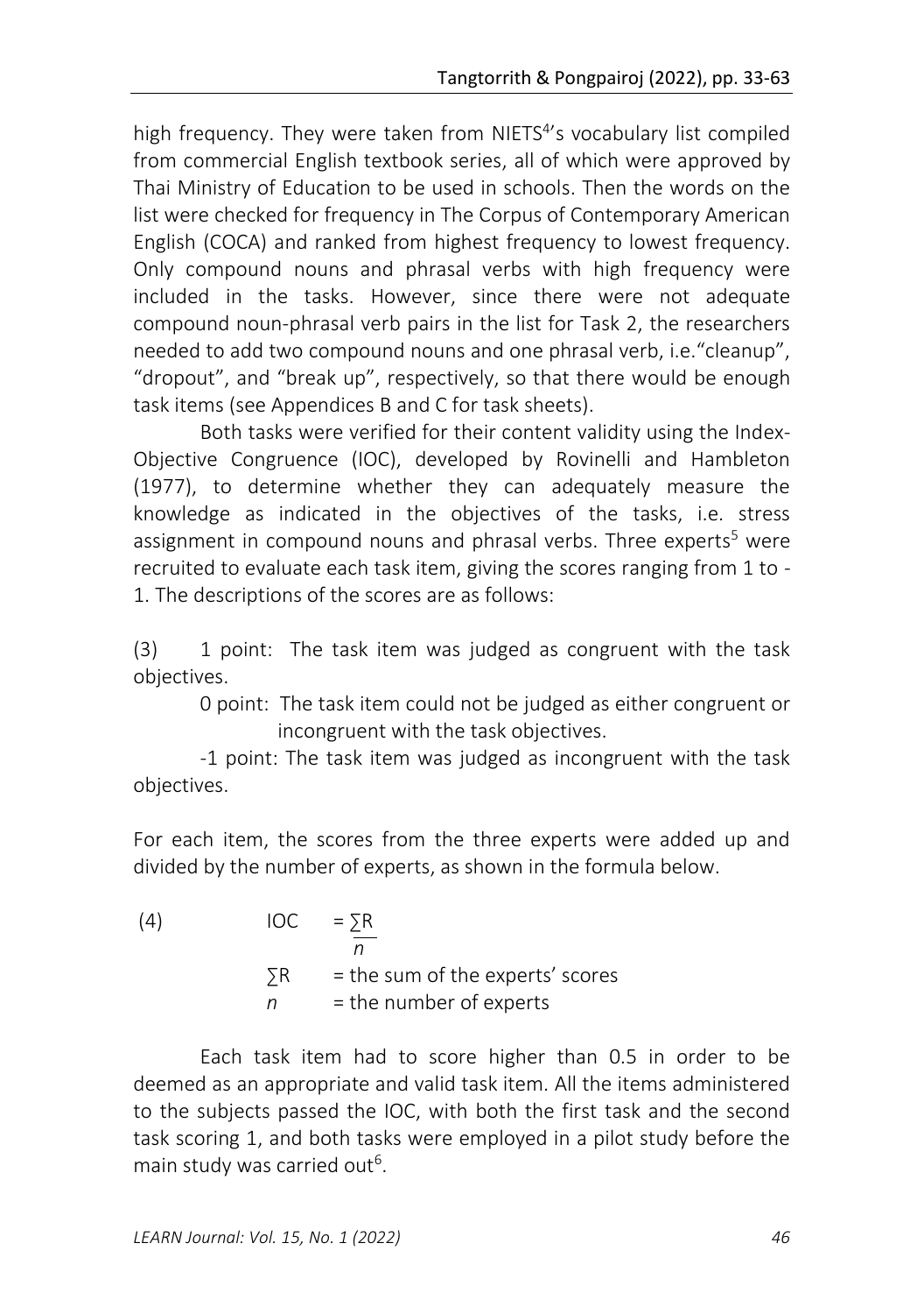high frequency. They were taken from NIETS[4]'s vocabulary list compiled from commercial English textbook series, all of which were approved by Thai Ministry of Education to be used in schools. Then the words on the list were checked for frequency in The Corpus of Contemporary American English (COCA) and ranked from highest frequency to lowest frequency. Only compound nouns and phrasal verbs with high frequency were included in the tasks. However, since there were not adequate compound noun-phrasal verb pairs in the list for Task 2, the researchers needed to add two compound nouns and one phrasal verb, i.e."cleanup", "dropout", and "break up", respectively, so that there would be enough task items (see Appendices B and C for task sheets).

Both tasks were verified for their content validity using the Index-Objective Congruence (IOC), developed by Rovinelli and Hambleton (1977), to determine whether they can adequately measure the knowledge as indicated in the objectives of the tasks, i.e. stress assignment in compound nouns and phrasal verbs. Three experts[5] were recruited to evaluate each task item, giving the scores ranging from 1 to -1. The descriptions of the scores are as follows:

(3) 1 point: The task item was judged as congruent with the task objectives.

0 point: The task item could not be judged as either congruent or incongruent with the task objectives.

-1 point: The task item was judged as incongruent with the task objectives.

For each item, the scores from the three experts were added up and divided by the number of experts, as shown in the formula below.

(4)

$$IOC = \frac{\sum R}{n}$$

$\sum R$ = the sum of the experts' scores

$n$ = the number of experts

Each task item had to score higher than 0.5 in order to be deemed as an appropriate and valid task item. All the items administered to the subjects passed the IOC, with both the first task and the second task scoring 1, and both tasks were employed in a pilot study before the main study was carried out[6].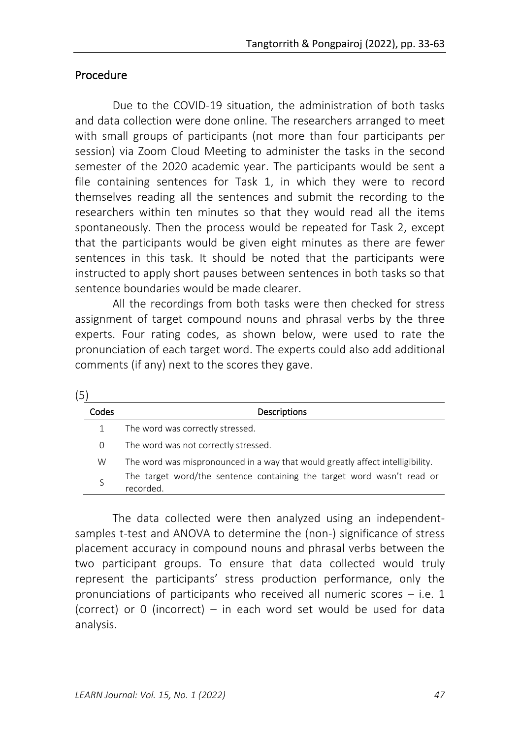## Procedure

Due to the COVID-19 situation, the administration of both tasks and data collection were done online. The researchers arranged to meet with small groups of participants (not more than four participants per session) via Zoom Cloud Meeting to administer the tasks in the second semester of the 2020 academic year. The participants would be sent a file containing sentences for Task 1, in which they were to record themselves reading all the sentences and submit the recording to the researchers within ten minutes so that they would read all the items spontaneously. Then the process would be repeated for Task 2, except that the participants would be given eight minutes as there are fewer sentences in this task. It should be noted that the participants were instructed to apply short pauses between sentences in both tasks so that sentence boundaries would be made clearer.

All the recordings from both tasks were then checked for stress assignment of target compound nouns and phrasal verbs by the three experts. Four rating codes, as shown below, were used to rate the pronunciation of each target word. The experts could also add additional comments (if any) next to the scores they gave.

(5)

| Codes | Descriptions |
|---|---|
| 1 | The word was correctly stressed. |
| 0 | The word was not correctly stressed. |
| W | The word was mispronounced in a way that would greatly affect intelligibility. |
| S | The target word/the sentence containing the target word wasn't read or recorded. |

The data collected were then analyzed using an independent-samples t-test and ANOVA to determine the (non-) significance of stress placement accuracy in compound nouns and phrasal verbs between the two participant groups. To ensure that data collected would truly represent the participants' stress production performance, only the pronunciations of participants who received all numeric scores – i.e. 1 (correct) or 0 (incorrect) – in each word set would be used for data analysis.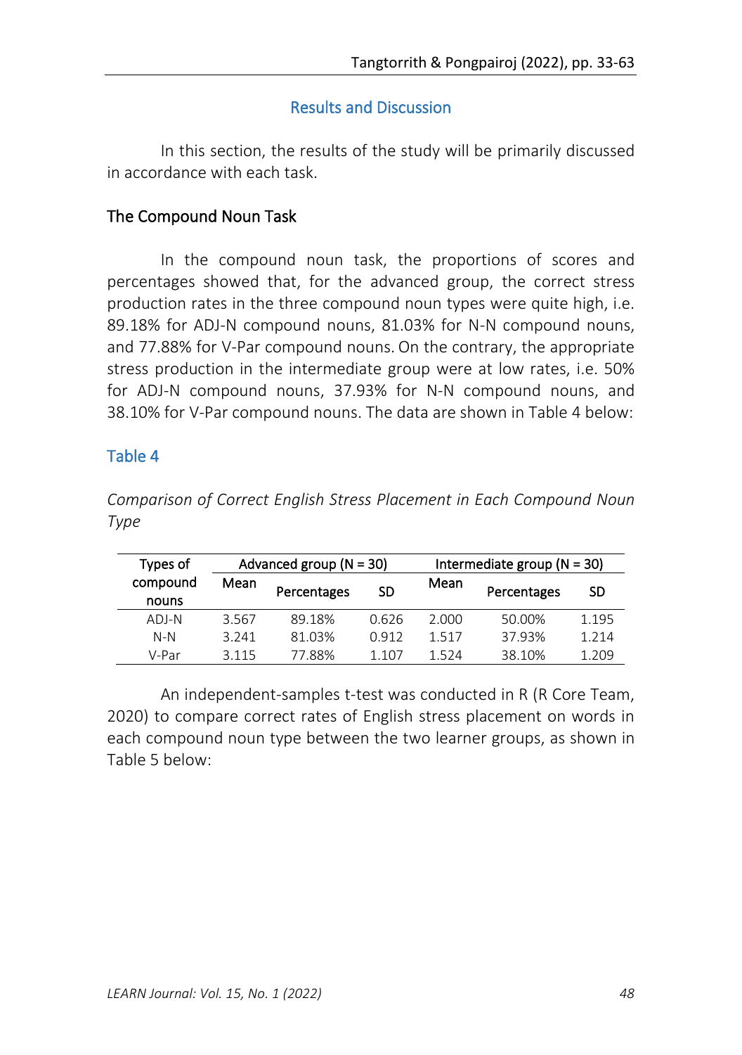## Results and Discussion

In this section, the results of the study will be primarily discussed in accordance with each task.

### The Compound Noun Task

In the compound noun task, the proportions of scores and percentages showed that, for the advanced group, the correct stress production rates in the three compound noun types were quite high, i.e. 89.18% for ADJ-N compound nouns, 81.03% for N-N compound nouns, and 77.88% for V-Par compound nouns. On the contrary, the appropriate stress production in the intermediate group were at low rates, i.e. 50% for ADJ-N compound nouns, 37.93% for N-N compound nouns, and 38.10% for V-Par compound nouns. The data are shown in Table 4 below:

**Table 4**

*Comparison of Correct English Stress Placement in Each Compound Noun Type*

| Types of compound nouns | Advanced group (N = 30) | | | Intermediate group (N = 30) | | |
|---|---|---|---|---|---|---|
| | Mean | Percentages | SD | Mean | Percentages | SD |
| ADJ-N | 3.567 | 89.18% | 0.626 | 2.000 | 50.00% | 1.195 |
| N-N | 3.241 | 81.03% | 0.912 | 1.517 | 37.93% | 1.214 |
| V-Par | 3.115 | 77.88% | 1.107 | 1.524 | 38.10% | 1.209 |

An independent-samples t-test was conducted in R (R Core Team, 2020) to compare correct rates of English stress placement on words in each compound noun type between the two learner groups, as shown in Table 5 below: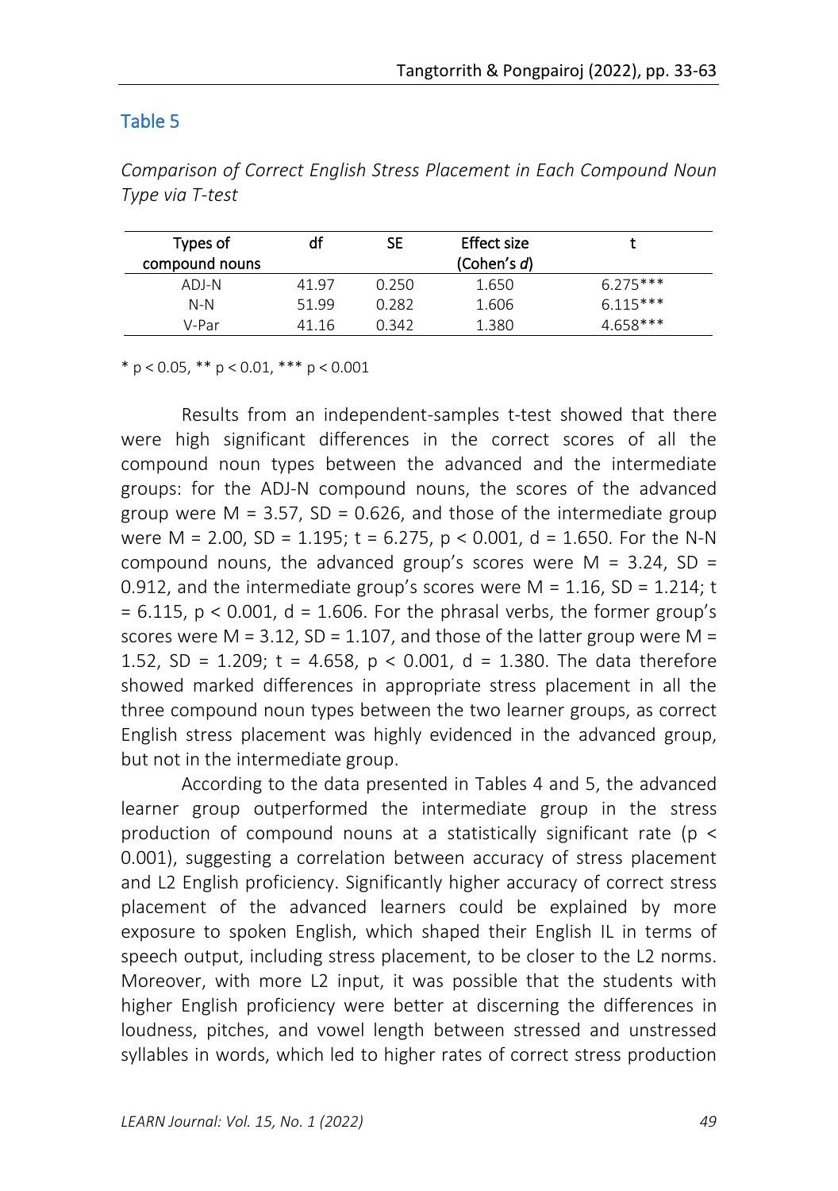Table 5

*Comparison of Correct English Stress Placement in Each Compound Noun Type via T-test*

| Types of compound nouns | df | SE | Effect size (Cohen's *d*) | t |
|---|---|---|---|---|
| ADJ-N | 41.97 | 0.250 | 1.650 | 6.275*** |
| N-N | 51.99 | 0.282 | 1.606 | 6.115*** |
| V-Par | 41.16 | 0.342 | 1.380 | 4.658*** |

\* $p < 0.05$, \*\* $p < 0.01$, \*\*\* $p < 0.001$

Results from an independent-samples t-test showed that there were high significant differences in the correct scores of all the compound noun types between the advanced and the intermediate groups: for the ADJ-N compound nouns, the scores of the advanced group were $M = 3.57$, $SD = 0.626$, and those of the intermediate group were $M = 2.00$, $SD = 1.195$; $t = 6.275$, $p < 0.001$, $d = 1.650$. For the N-N compound nouns, the advanced group's scores were $M = 3.24$, $SD = 0.912$, and the intermediate group's scores were $M = 1.16$, $SD = 1.214$; $t = 6.115$, $p < 0.001$, $d = 1.606$. For the phrasal verbs, the former group's scores were $M = 3.12$, $SD = 1.107$, and those of the latter group were $M = 1.52$, $SD = 1.209$; $t = 4.658$, $p < 0.001$, $d = 1.380$. The data therefore showed marked differences in appropriate stress placement in all the three compound noun types between the two learner groups, as correct English stress placement was highly evidenced in the advanced group, but not in the intermediate group.

According to the data presented in Tables 4 and 5, the advanced learner group outperformed the intermediate group in the stress production of compound nouns at a statistically significant rate ($p < 0.001$), suggesting a correlation between accuracy of stress placement and L2 English proficiency. Significantly higher accuracy of correct stress placement of the advanced learners could be explained by more exposure to spoken English, which shaped their English IL in terms of speech output, including stress placement, to be closer to the L2 norms. Moreover, with more L2 input, it was possible that the students with higher English proficiency were better at discerning the differences in loudness, pitches, and vowel length between stressed and unstressed syllables in words, which led to higher rates of correct stress production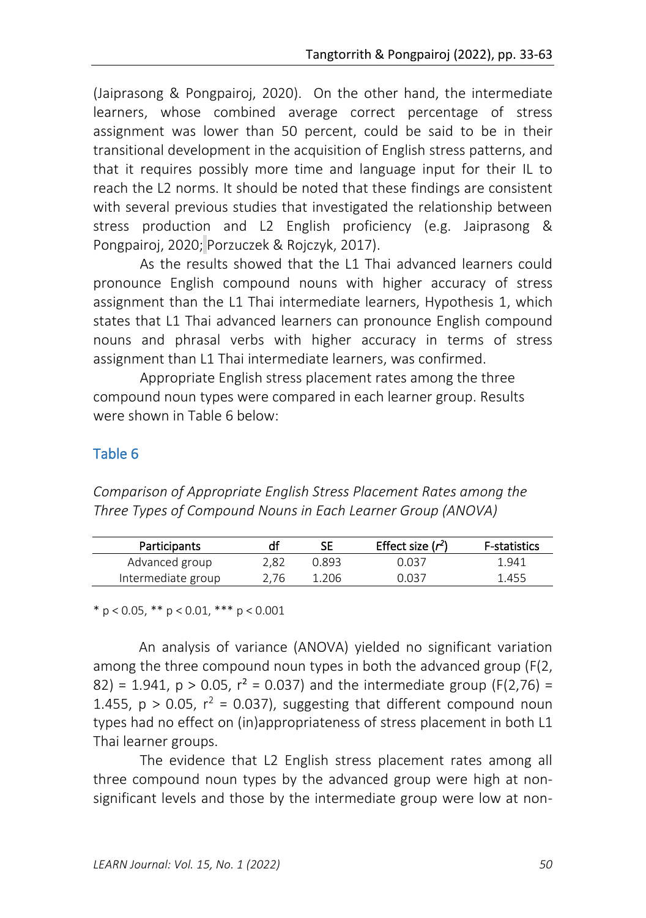(Jaiprasong & Pongpairoj, 2020). On the other hand, the intermediate learners, whose combined average correct percentage of stress assignment was lower than 50 percent, could be said to be in their transitional development in the acquisition of English stress patterns, and that it requires possibly more time and language input for their IL to reach the L2 norms. It should be noted that these findings are consistent with several previous studies that investigated the relationship between stress production and L2 English proficiency (e.g. Jaiprasong & Pongpairoj, 2020; Porzuczek & Rojczyk, 2017).

As the results showed that the L1 Thai advanced learners could pronounce English compound nouns with higher accuracy of stress assignment than the L1 Thai intermediate learners, Hypothesis 1, which states that L1 Thai advanced learners can pronounce English compound nouns and phrasal verbs with higher accuracy in terms of stress assignment than L1 Thai intermediate learners, was confirmed.

Appropriate English stress placement rates among the three compound noun types were compared in each learner group. Results were shown in Table 6 below:

## Table 6

*Comparison of Appropriate English Stress Placement Rates among the Three Types of Compound Nouns in Each Learner Group (ANOVA)*

| Participants | df | SE | Effect size ($r^2$) | F-statistics |
|---|---|---|---|---|
| Advanced group | 2,82 | 0.893 | 0.037 | 1.941 |
| Intermediate group | 2,76 | 1.206 | 0.037 | 1.455 |

\* $p < 0.05$, \*\* $p < 0.01$, \*\*\* $p < 0.001$

An analysis of variance (ANOVA) yielded no significant variation among the three compound noun types in both the advanced group ($F(2, 82) = 1.941$, $p > 0.05$, $r^2 = 0.037$) and the intermediate group ($F(2,76) = 1.455$, $p > 0.05$, $r^2 = 0.037$), suggesting that different compound noun types had no effect on (in)appropriateness of stress placement in both L1 Thai learner groups.

The evidence that L2 English stress placement rates among all three compound noun types by the advanced group were high at non-significant levels and those by the intermediate group were low at non-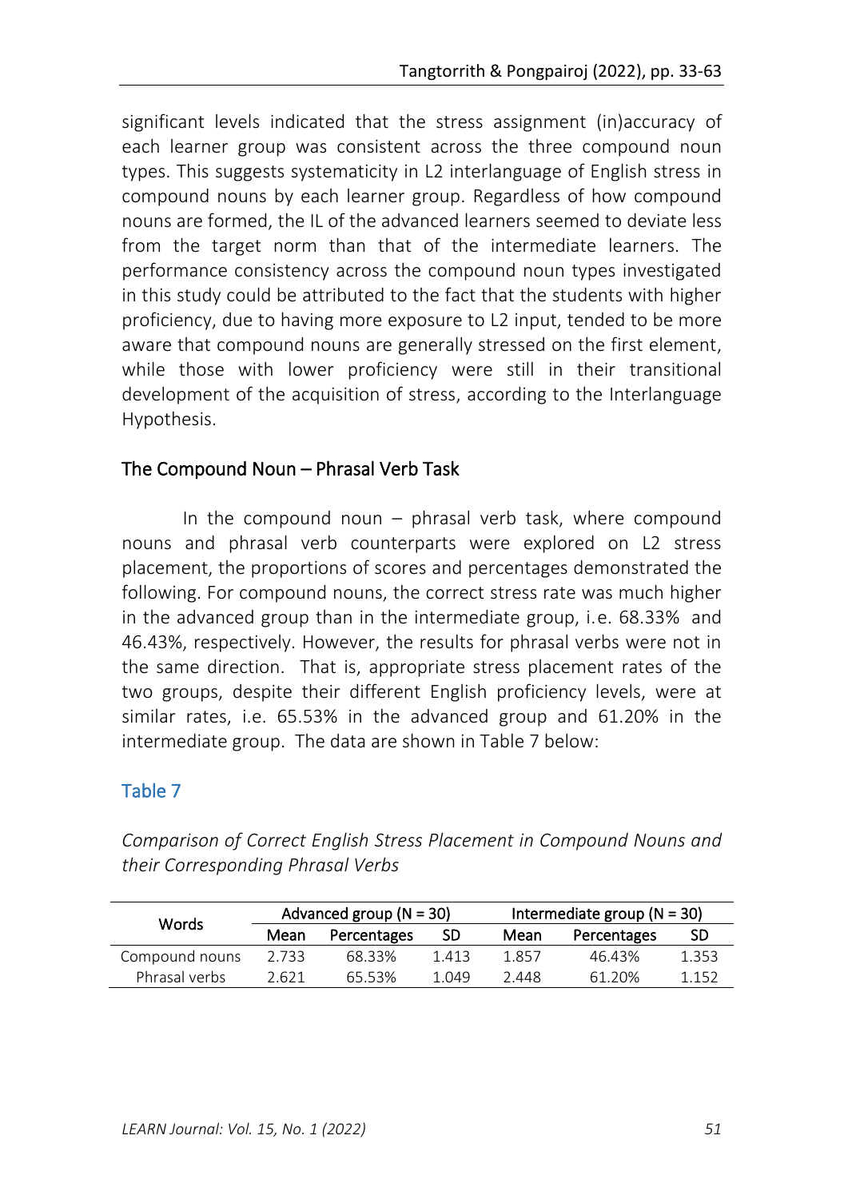significant levels indicated that the stress assignment (in)accuracy of each learner group was consistent across the three compound noun types. This suggests systematicity in L2 interlanguage of English stress in compound nouns by each learner group. Regardless of how compound nouns are formed, the IL of the advanced learners seemed to deviate less from the target norm than that of the intermediate learners. The performance consistency across the compound noun types investigated in this study could be attributed to the fact that the students with higher proficiency, due to having more exposure to L2 input, tended to be more aware that compound nouns are generally stressed on the first element, while those with lower proficiency were still in their transitional development of the acquisition of stress, according to the Interlanguage Hypothesis.

## The Compound Noun – Phrasal Verb Task

In the compound noun – phrasal verb task, where compound nouns and phrasal verb counterparts were explored on L2 stress placement, the proportions of scores and percentages demonstrated the following. For compound nouns, the correct stress rate was much higher in the advanced group than in the intermediate group, i.e. 68.33% and 46.43%, respectively. However, the results for phrasal verbs were not in the same direction. That is, appropriate stress placement rates of the two groups, despite their different English proficiency levels, were at similar rates, i.e. 65.53% in the advanced group and 61.20% in the intermediate group. The data are shown in Table 7 below:

Table 7

*Comparison of Correct English Stress Placement in Compound Nouns and their Corresponding Phrasal Verbs*

| Words | Advanced group (N = 30) | | | Intermediate group (N = 30) | | |
|---|---|---|---|---|---|---|
| | Mean | Percentages | SD | Mean | Percentages | SD |
| Compound nouns | 2.733 | 68.33% | 1.413 | 1.857 | 46.43% | 1.353 |
| Phrasal verbs | 2.621 | 65.53% | 1.049 | 2.448 | 61.20% | 1.152 |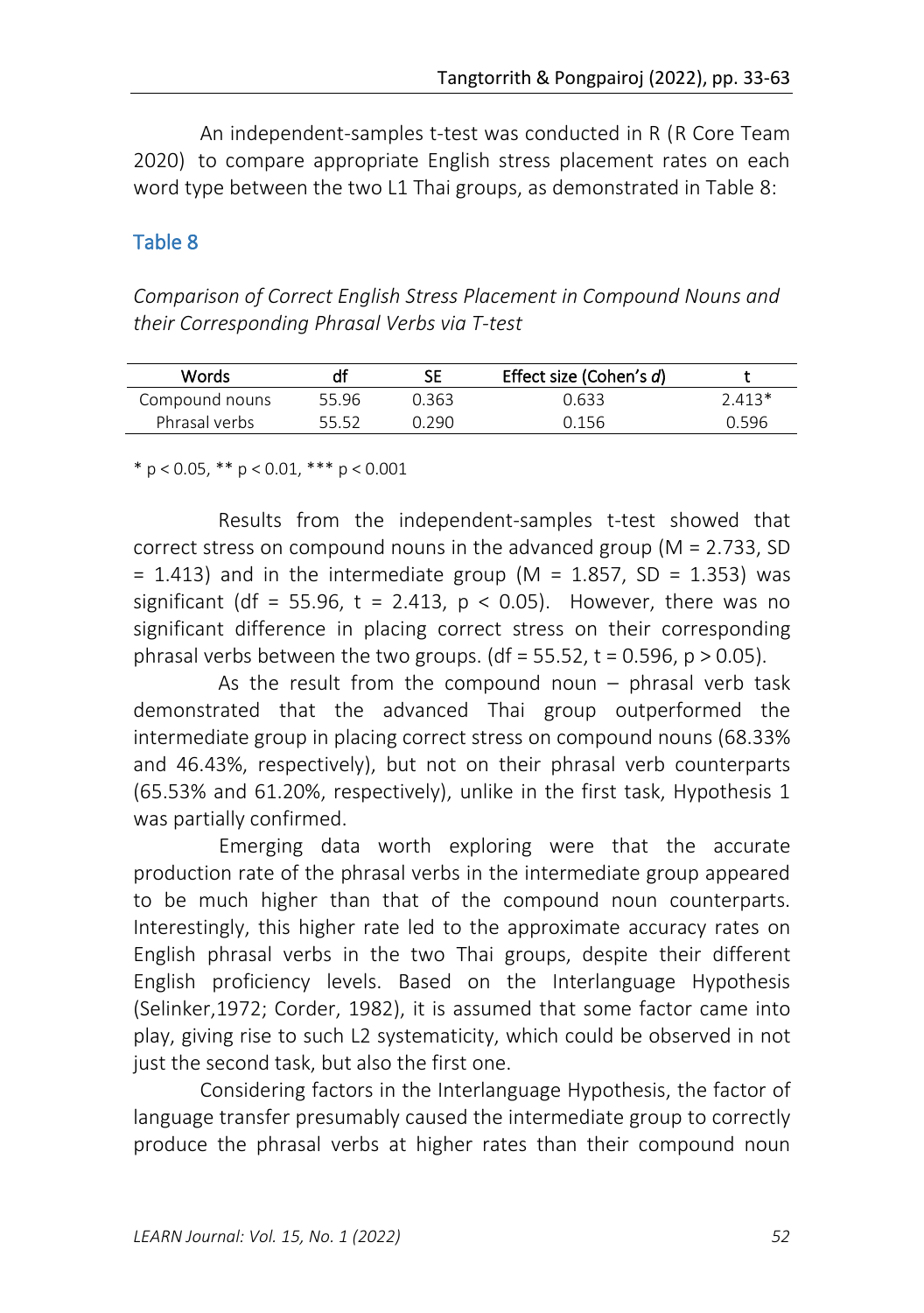An independent-samples t-test was conducted in R (R Core Team 2020) to compare appropriate English stress placement rates on each word type between the two L1 Thai groups, as demonstrated in Table 8:

## Table 8

*Comparison of Correct English Stress Placement in Compound Nouns and their Corresponding Phrasal Verbs via T-test*

| Words | df | SE | Effect size (Cohen's *d*) | t |
|---|---|---|---|---|
| Compound nouns | 55.96 | 0.363 | 0.633 | 2.413* |
| Phrasal verbs | 55.52 | 0.290 | 0.156 | 0.596 |

\* $p < 0.05$, ** $p < 0.01$, *** $p < 0.001$

Results from the independent-samples t-test showed that correct stress on compound nouns in the advanced group (M = 2.733, SD = 1.413) and in the intermediate group (M = 1.857, SD = 1.353) was significant (df = 55.96, t = 2.413, $p < 0.05$). However, there was no significant difference in placing correct stress on their corresponding phrasal verbs between the two groups. (df = 55.52, t = 0.596, $p > 0.05$).

As the result from the compound noun – phrasal verb task demonstrated that the advanced Thai group outperformed the intermediate group in placing correct stress on compound nouns (68.33% and 46.43%, respectively), but not on their phrasal verb counterparts (65.53% and 61.20%, respectively), unlike in the first task, Hypothesis 1 was partially confirmed.

Emerging data worth exploring were that the accurate production rate of the phrasal verbs in the intermediate group appeared to be much higher than that of the compound noun counterparts. Interestingly, this higher rate led to the approximate accuracy rates on English phrasal verbs in the two Thai groups, despite their different English proficiency levels. Based on the Interlanguage Hypothesis (Selinker,1972; Corder, 1982), it is assumed that some factor came into play, giving rise to such L2 systematicity, which could be observed in not just the second task, but also the first one.

Considering factors in the Interlanguage Hypothesis, the factor of language transfer presumably caused the intermediate group to correctly produce the phrasal verbs at higher rates than their compound noun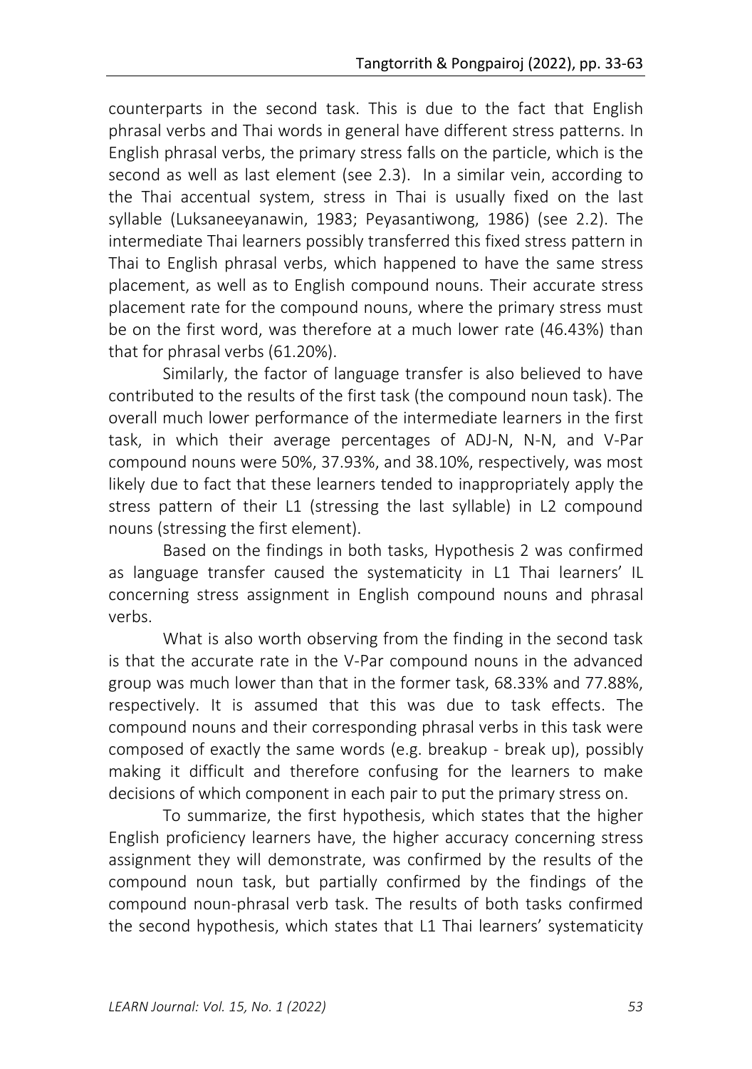counterparts in the second task. This is due to the fact that English phrasal verbs and Thai words in general have different stress patterns. In English phrasal verbs, the primary stress falls on the particle, which is the second as well as last element (see 2.3). In a similar vein, according to the Thai accentual system, stress in Thai is usually fixed on the last syllable (Luksaneeyanawin, 1983; Peyasantiwong, 1986) (see 2.2). The intermediate Thai learners possibly transferred this fixed stress pattern in Thai to English phrasal verbs, which happened to have the same stress placement, as well as to English compound nouns. Their accurate stress placement rate for the compound nouns, where the primary stress must be on the first word, was therefore at a much lower rate (46.43%) than that for phrasal verbs (61.20%).

Similarly, the factor of language transfer is also believed to have contributed to the results of the first task (the compound noun task). The overall much lower performance of the intermediate learners in the first task, in which their average percentages of ADJ-N, N-N, and V-Par compound nouns were 50%, 37.93%, and 38.10%, respectively, was most likely due to fact that these learners tended to inappropriately apply the stress pattern of their L1 (stressing the last syllable) in L2 compound nouns (stressing the first element).

Based on the findings in both tasks, Hypothesis 2 was confirmed as language transfer caused the systematicity in L1 Thai learners' IL concerning stress assignment in English compound nouns and phrasal verbs.

What is also worth observing from the finding in the second task is that the accurate rate in the V-Par compound nouns in the advanced group was much lower than that in the former task, 68.33% and 77.88%, respectively. It is assumed that this was due to task effects. The compound nouns and their corresponding phrasal verbs in this task were composed of exactly the same words (e.g. breakup - break up), possibly making it difficult and therefore confusing for the learners to make decisions of which component in each pair to put the primary stress on.

To summarize, the first hypothesis, which states that the higher English proficiency learners have, the higher accuracy concerning stress assignment they will demonstrate, was confirmed by the results of the compound noun task, but partially confirmed by the findings of the compound noun-phrasal verb task. The results of both tasks confirmed the second hypothesis, which states that L1 Thai learners' systematicity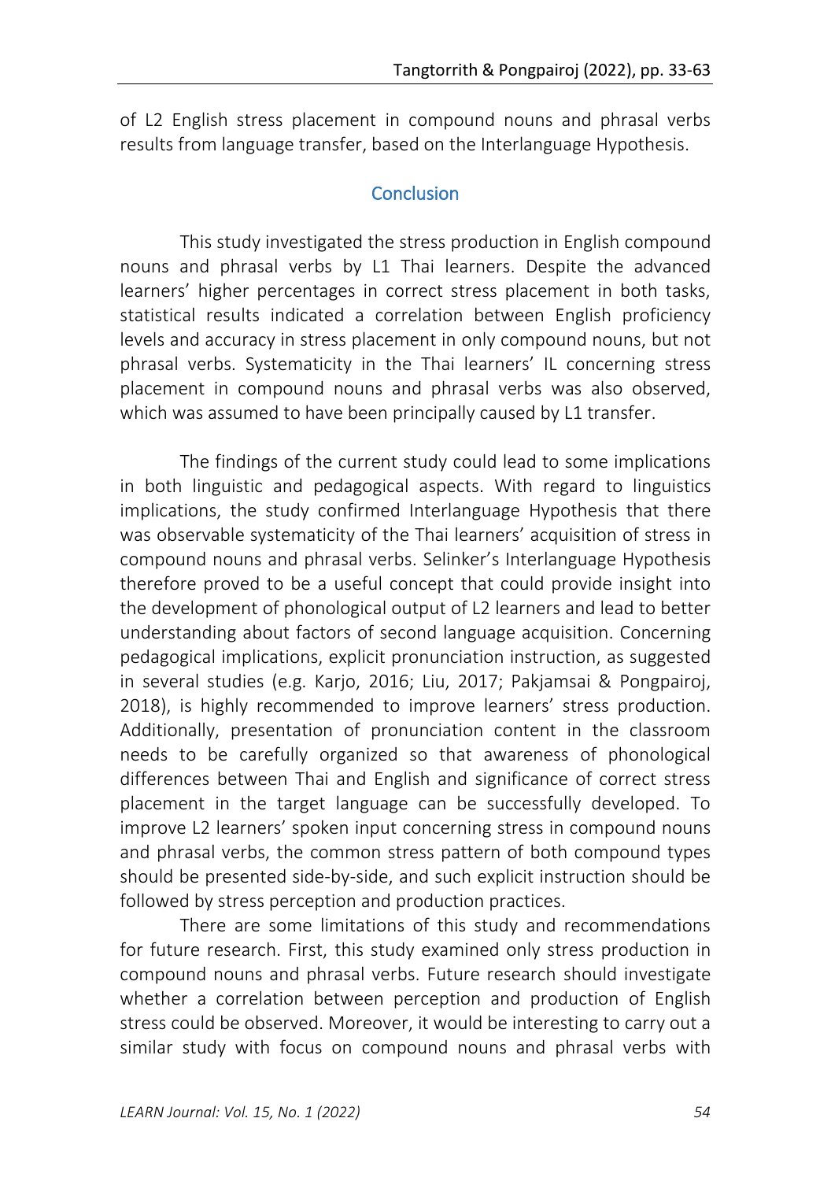of L2 English stress placement in compound nouns and phrasal verbs results from language transfer, based on the Interlanguage Hypothesis.

## Conclusion

This study investigated the stress production in English compound nouns and phrasal verbs by L1 Thai learners. Despite the advanced learners' higher percentages in correct stress placement in both tasks, statistical results indicated a correlation between English proficiency levels and accuracy in stress placement in only compound nouns, but not phrasal verbs. Systematicity in the Thai learners' IL concerning stress placement in compound nouns and phrasal verbs was also observed, which was assumed to have been principally caused by L1 transfer.

The findings of the current study could lead to some implications in both linguistic and pedagogical aspects. With regard to linguistics implications, the study confirmed Interlanguage Hypothesis that there was observable systematicity of the Thai learners' acquisition of stress in compound nouns and phrasal verbs. Selinker's Interlanguage Hypothesis therefore proved to be a useful concept that could provide insight into the development of phonological output of L2 learners and lead to better understanding about factors of second language acquisition. Concerning pedagogical implications, explicit pronunciation instruction, as suggested in several studies (e.g. Karjo, 2016; Liu, 2017; Pakjamsai & Pongpairoj, 2018), is highly recommended to improve learners' stress production. Additionally, presentation of pronunciation content in the classroom needs to be carefully organized so that awareness of phonological differences between Thai and English and significance of correct stress placement in the target language can be successfully developed. To improve L2 learners' spoken input concerning stress in compound nouns and phrasal verbs, the common stress pattern of both compound types should be presented side-by-side, and such explicit instruction should be followed by stress perception and production practices.

There are some limitations of this study and recommendations for future research. First, this study examined only stress production in compound nouns and phrasal verbs. Future research should investigate whether a correlation between perception and production of English stress could be observed. Moreover, it would be interesting to carry out a similar study with focus on compound nouns and phrasal verbs with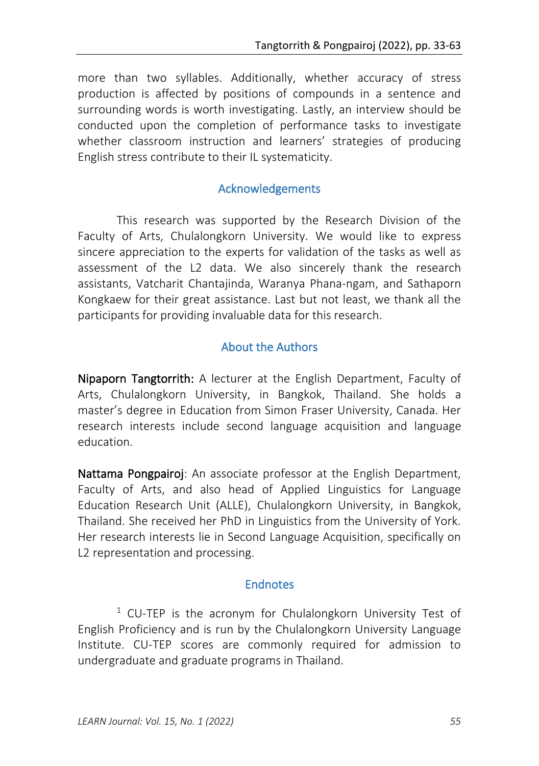more than two syllables. Additionally, whether accuracy of stress production is affected by positions of compounds in a sentence and surrounding words is worth investigating. Lastly, an interview should be conducted upon the completion of performance tasks to investigate whether classroom instruction and learners' strategies of producing English stress contribute to their IL systematicity.

## Acknowledgements

This research was supported by the Research Division of the Faculty of Arts, Chulalongkorn University. We would like to express sincere appreciation to the experts for validation of the tasks as well as assessment of the L2 data. We also sincerely thank the research assistants, Vatcharit Chantajinda, Waranya Phana-ngam, and Sathaporn Kongkaew for their great assistance. Last but not least, we thank all the participants for providing invaluable data for this research.

## About the Authors

**Nipaporn Tangtorrith:** A lecturer at the English Department, Faculty of Arts, Chulalongkorn University, in Bangkok, Thailand. She holds a master's degree in Education from Simon Fraser University, Canada. Her research interests include second language acquisition and language education.

**Nattama Pongpairoj**: An associate professor at the English Department, Faculty of Arts, and also head of Applied Linguistics for Language Education Research Unit (ALLE), Chulalongkorn University, in Bangkok, Thailand. She received her PhD in Linguistics from the University of York. Her research interests lie in Second Language Acquisition, specifically on L2 representation and processing.

## Endnotes

[1] CU-TEP is the acronym for Chulalongkorn University Test of English Proficiency and is run by the Chulalongkorn University Language Institute. CU-TEP scores are commonly required for admission to undergraduate and graduate programs in Thailand.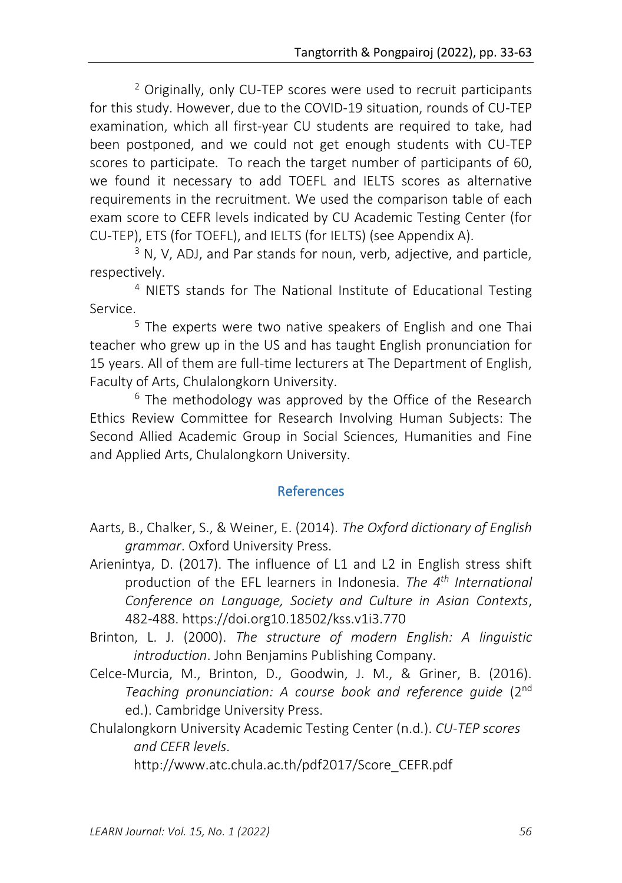[2] Originally, only CU-TEP scores were used to recruit participants for this study. However, due to the COVID-19 situation, rounds of CU-TEP examination, which all first-year CU students are required to take, had been postponed, and we could not get enough students with CU-TEP scores to participate. To reach the target number of participants of 60, we found it necessary to add TOEFL and IELTS scores as alternative requirements in the recruitment. We used the comparison table of each exam score to CEFR levels indicated by CU Academic Testing Center (for CU-TEP), ETS (for TOEFL), and IELTS (for IELTS) (see Appendix A).

[3] N, V, ADJ, and Par stands for noun, verb, adjective, and particle, respectively.

[4] NIETS stands for The National Institute of Educational Testing Service.

[5] The experts were two native speakers of English and one Thai teacher who grew up in the US and has taught English pronunciation for 15 years. All of them are full-time lecturers at The Department of English, Faculty of Arts, Chulalongkorn University.

[6] The methodology was approved by the Office of the Research Ethics Review Committee for Research Involving Human Subjects: The Second Allied Academic Group in Social Sciences, Humanities and Fine and Applied Arts, Chulalongkorn University.

## References

Aarts, B., Chalker, S., & Weiner, E. (2014). *The Oxford dictionary of English grammar*. Oxford University Press.

Arienintya, D. (2017). The influence of L1 and L2 in English stress shift production of the EFL learners in Indonesia. *The 4th International Conference on Language, Society and Culture in Asian Contexts*, 482-488. https://doi.org10.18502/kss.v1i3.770

Brinton, L. J. (2000). *The structure of modern English: A linguistic introduction*. John Benjamins Publishing Company.

Celce-Murcia, M., Brinton, D., Goodwin, J. M., & Griner, B. (2016). *Teaching pronunciation: A course book and reference guide* (2nd ed.). Cambridge University Press.

Chulalongkorn University Academic Testing Center (n.d.). *CU-TEP scores and CEFR levels*. http://www.atc.chula.ac.th/pdf2017/Score_CEFR.pdf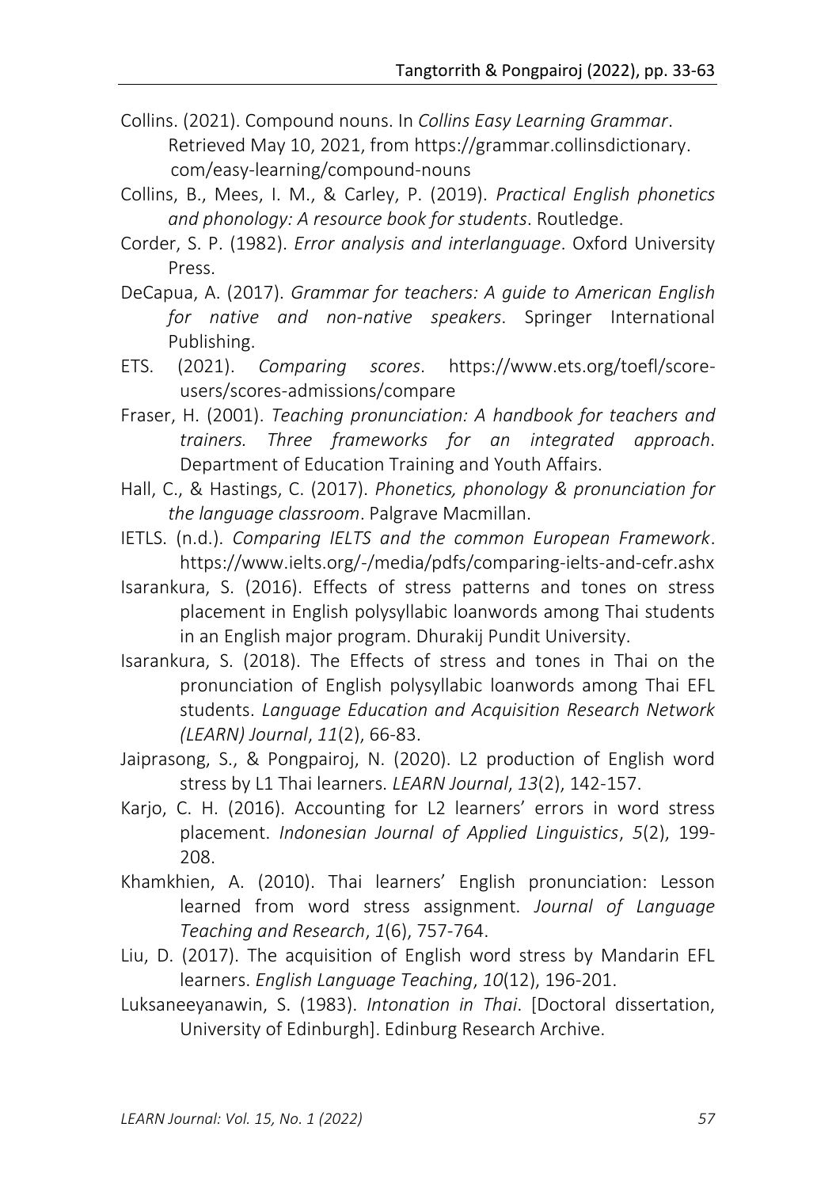Collins. (2021). Compound nouns. In *Collins Easy Learning Grammar*. Retrieved May 10, 2021, from https://grammar.collinsdictionary.com/easy-learning/compound-nouns

Collins, B., Mees, I. M., & Carley, P. (2019). *Practical English phonetics and phonology: A resource book for students*. Routledge.

Corder, S. P. (1982). *Error analysis and interlanguage*. Oxford University Press.

DeCapua, A. (2017). *Grammar for teachers: A guide to American English for native and non-native speakers*. Springer International Publishing.

ETS. (2021). *Comparing scores*. https://www.ets.org/toefl/score-users/scores-admissions/compare

Fraser, H. (2001). *Teaching pronunciation: A handbook for teachers and trainers. Three frameworks for an integrated approach*. Department of Education Training and Youth Affairs.

Hall, C., & Hastings, C. (2017). *Phonetics, phonology & pronunciation for the language classroom*. Palgrave Macmillan.

IETLS. (n.d.). *Comparing IELTS and the common European Framework*. https://www.ielts.org/-/media/pdfs/comparing-ielts-and-cefr.ashx

Isarankura, S. (2016). Effects of stress patterns and tones on stress placement in English polysyllabic loanwords among Thai students in an English major program. Dhurakij Pundit University.

Isarankura, S. (2018). The Effects of stress and tones in Thai on the pronunciation of English polysyllabic loanwords among Thai EFL students. *Language Education and Acquisition Research Network (LEARN) Journal*, *11*(2), 66-83.

Jaiprasong, S., & Pongpairoj, N. (2020). L2 production of English word stress by L1 Thai learners. *LEARN Journal*, *13*(2), 142-157.

Karjo, C. H. (2016). Accounting for L2 learners' errors in word stress placement. *Indonesian Journal of Applied Linguistics*, *5*(2), 199-208.

Khamkhien, A. (2010). Thai learners' English pronunciation: Lesson learned from word stress assignment. *Journal of Language Teaching and Research*, *1*(6), 757-764.

Liu, D. (2017). The acquisition of English word stress by Mandarin EFL learners. *English Language Teaching*, *10*(12), 196-201.

Luksaneeyanawin, S. (1983). *Intonation in Thai*. [Doctoral dissertation, University of Edinburgh]. Edinburg Research Archive.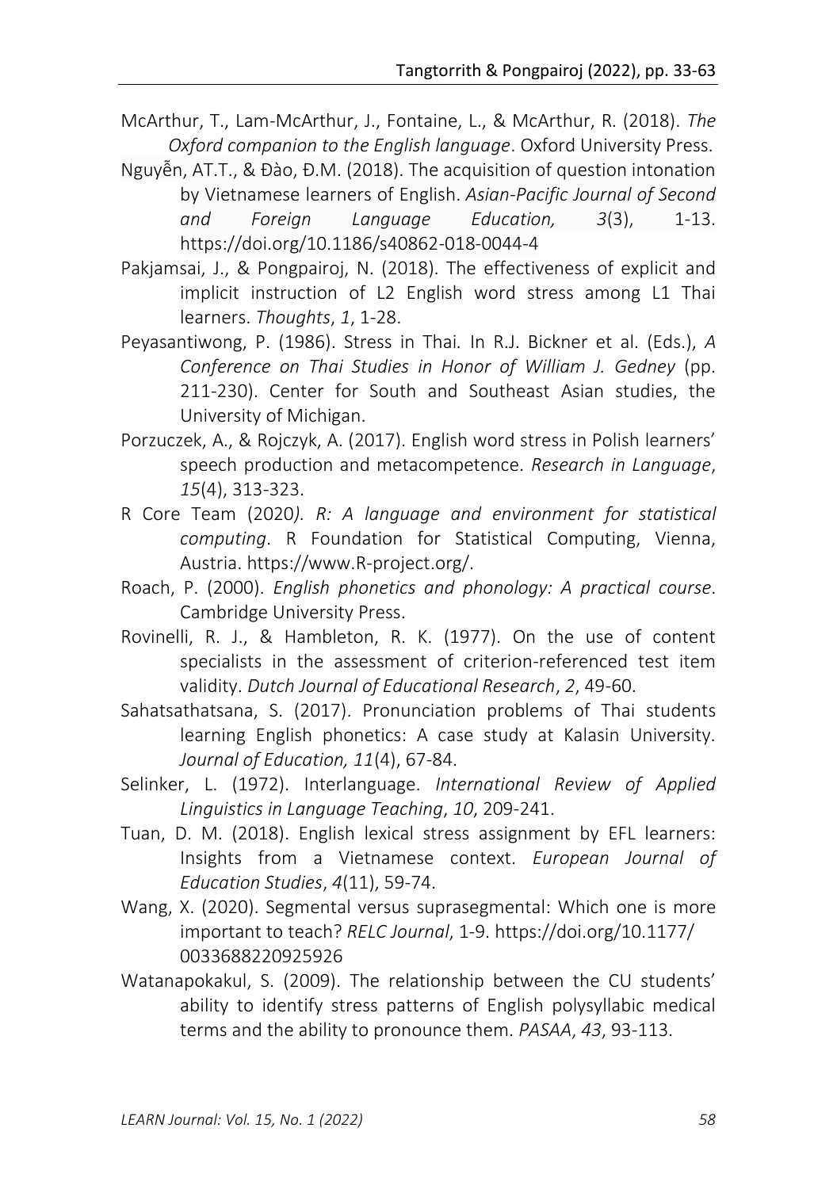McArthur, T., Lam-McArthur, J., Fontaine, L., & McArthur, R. (2018). *The Oxford companion to the English language*. Oxford University Press.

Nguyễn, AT.T., & Đào, Đ.M. (2018). The acquisition of question intonation by Vietnamese learners of English. *Asian-Pacific Journal of Second and Foreign Language Education, 3*(3), 1-13. https://doi.org/10.1186/s40862-018-0044-4

Pakjamsai, J., & Pongpairoj, N. (2018). The effectiveness of explicit and implicit instruction of L2 English word stress among L1 Thai learners. *Thoughts*, *1*, 1-28.

Peyasantiwong, P. (1986). Stress in Thai. In R.J. Bickner et al. (Eds.), *A Conference on Thai Studies in Honor of William J. Gedney* (pp. 211-230). Center for South and Southeast Asian studies, the University of Michigan.

Porzuczek, A., & Rojczyk, A. (2017). English word stress in Polish learners' speech production and metacompetence. *Research in Language*, *15*(4), 313-323.

R Core Team (2020). *R: A language and environment for statistical computing*. R Foundation for Statistical Computing, Vienna, Austria. https://www.R-project.org/.

Roach, P. (2000). *English phonetics and phonology: A practical course*. Cambridge University Press.

Rovinelli, R. J., & Hambleton, R. K. (1977). On the use of content specialists in the assessment of criterion-referenced test item validity. *Dutch Journal of Educational Research*, *2*, 49-60.

Sahatsathatsana, S. (2017). Pronunciation problems of Thai students learning English phonetics: A case study at Kalasin University. *Journal of Education, 11*(4), 67-84.

Selinker, L. (1972). Interlanguage. *International Review of Applied Linguistics in Language Teaching*, *10*, 209-241.

Tuan, D. M. (2018). English lexical stress assignment by EFL learners: Insights from a Vietnamese context. *European Journal of Education Studies*, *4*(11), 59-74.

Wang, X. (2020). Segmental versus suprasegmental: Which one is more important to teach? *RELC Journal*, 1-9. https://doi.org/10.1177/0033688220925926

Watanapokakul, S. (2009). The relationship between the CU students' ability to identify stress patterns of English polysyllabic medical terms and the ability to pronounce them. *PASAA*, *43*, 93-113.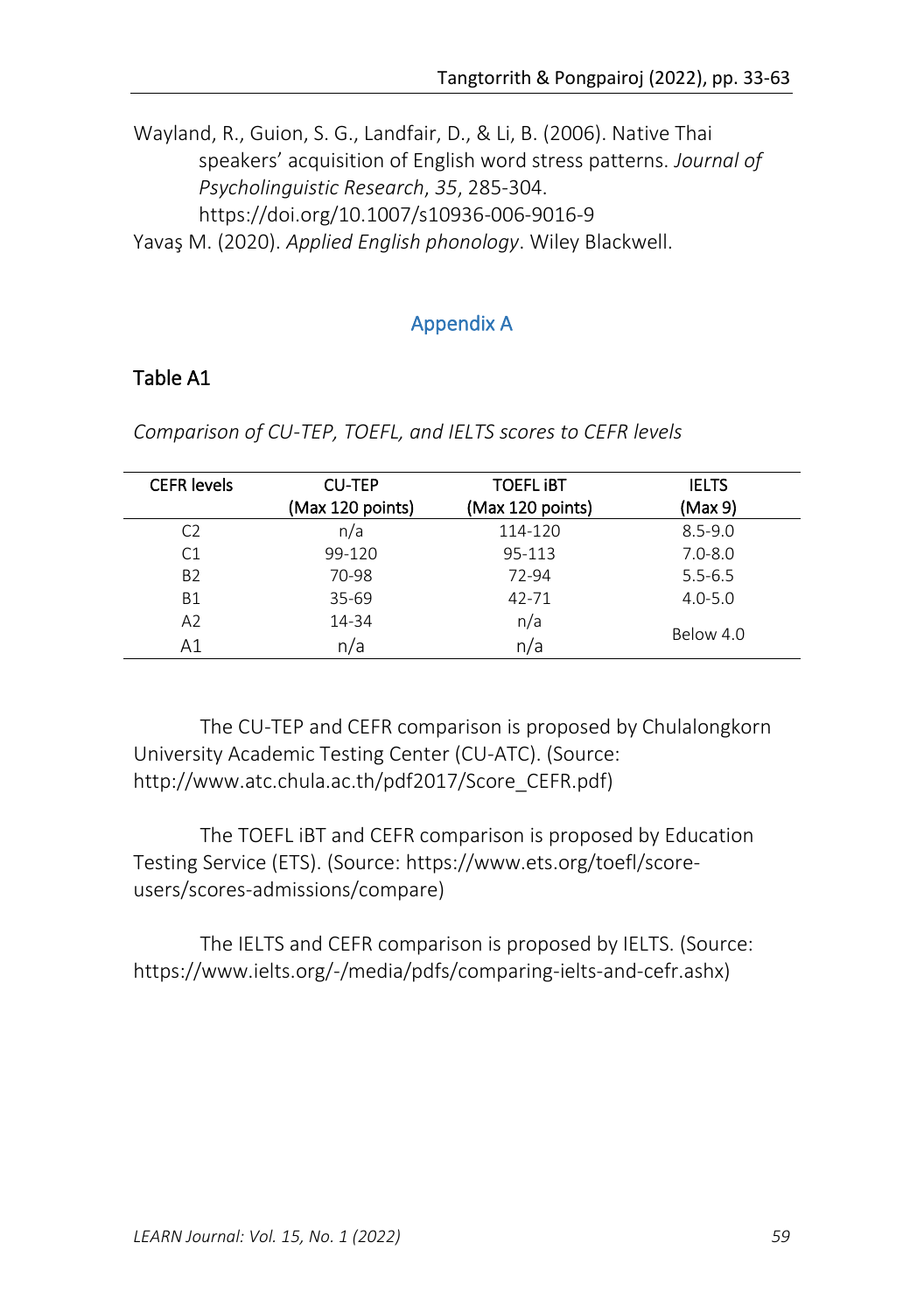Wayland, R., Guion, S. G., Landfair, D., & Li, B. (2006). Native Thai speakers' acquisition of English word stress patterns. *Journal of Psycholinguistic Research*, *35*, 285-304. https://doi.org/10.1007/s10936-006-9016-9

Yavaş M. (2020). *Applied English phonology*. Wiley Blackwell.

## Appendix A

### Table A1

*Comparison of CU-TEP, TOEFL, and IELTS scores to CEFR levels*

| CEFR levels | CU-TEP (Max 120 points) | TOEFL iBT (Max 120 points) | IELTS (Max 9) |
|---|---|---|---|
| C2 | n/a | 114-120 | 8.5-9.0 |
| C1 | 99-120 | 95-113 | 7.0-8.0 |
| B2 | 70-98 | 72-94 | 5.5-6.5 |
| B1 | 35-69 | 42-71 | 4.0-5.0 |
| A2 | 14-34 | n/a | Below 4.0 |
| A1 | n/a | n/a | |

The CU-TEP and CEFR comparison is proposed by Chulalongkorn University Academic Testing Center (CU-ATC). (Source: http://www.atc.chula.ac.th/pdf2017/Score_CEFR.pdf)

The TOEFL iBT and CEFR comparison is proposed by Education Testing Service (ETS). (Source: https://www.ets.org/toefl/score-users/scores-admissions/compare)

The IELTS and CEFR comparison is proposed by IELTS. (Source: https://www.ielts.org/-/media/pdfs/comparing-ielts-and-cefr.ashx)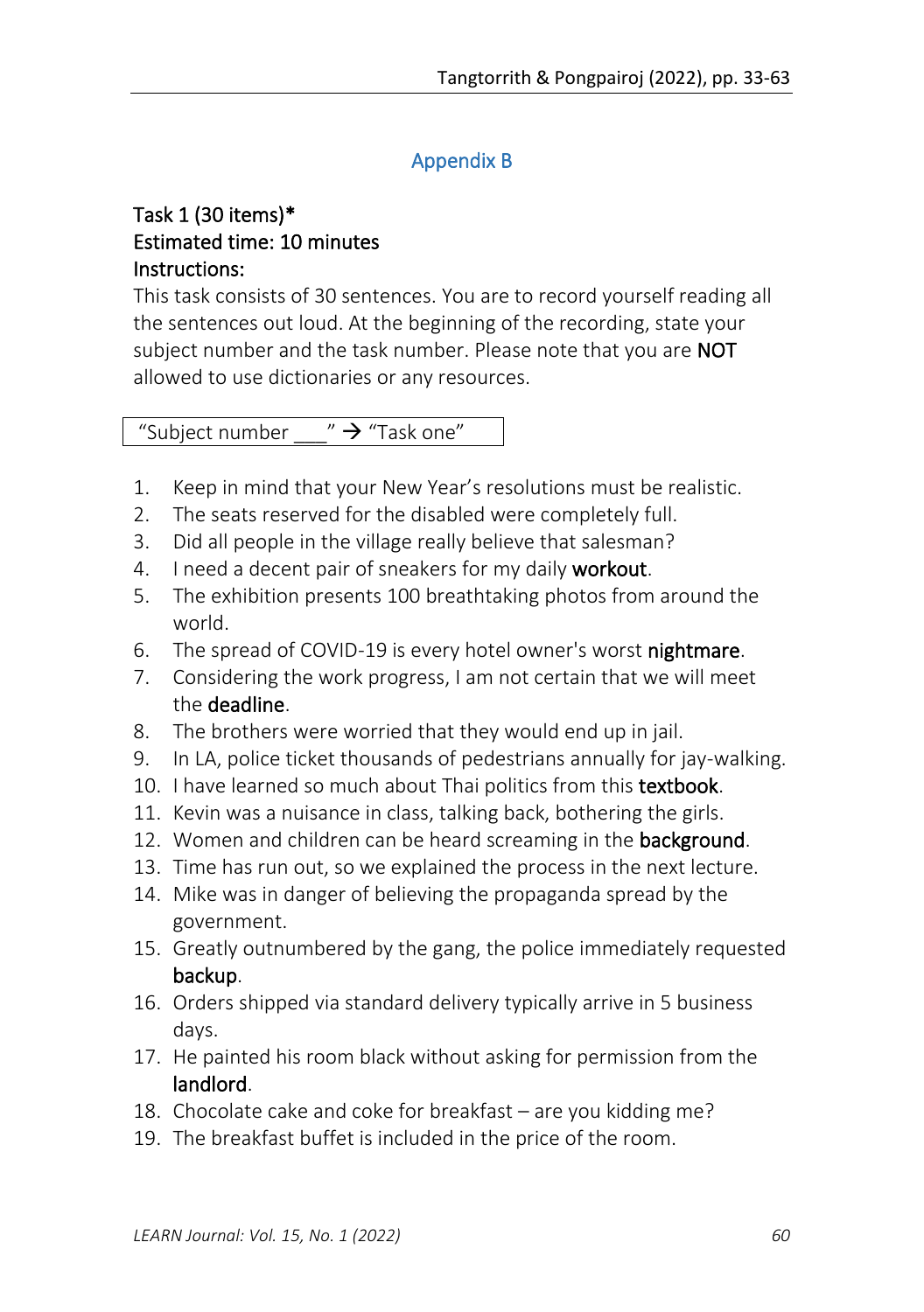## Appendix B

**Task 1 (30 items)\***
**Estimated time: 10 minutes**
**Instructions:**

This task consists of 30 sentences. You are to record yourself reading all the sentences out loud. At the beginning of the recording, state your subject number and the task number. Please note that you are **NOT** allowed to use dictionaries or any resources.

| “Subject number ___” → “Task one” |
|---|

1. Keep in mind that your New Year’s resolutions must be realistic.
2. The seats reserved for the disabled were completely full.
3. Did all people in the village really believe that salesman?
4. I need a decent pair of sneakers for my daily **workout**.
5. The exhibition presents 100 breathtaking photos from around the world.
6. The spread of COVID-19 is every hotel owner's worst **nightmare**.
7. Considering the work progress, I am not certain that we will meet the **deadline**.
8. The brothers were worried that they would end up in jail.
9. In LA, police ticket thousands of pedestrians annually for jay-walking.
10. I have learned so much about Thai politics from this **textbook**.
11. Kevin was a nuisance in class, talking back, bothering the girls.
12. Women and children can be heard screaming in the **background**.
13. Time has run out, so we explained the process in the next lecture.
14. Mike was in danger of believing the propaganda spread by the government.
15. Greatly outnumbered by the gang, the police immediately requested **backup**.
16. Orders shipped via standard delivery typically arrive in 5 business days.
17. He painted his room black without asking for permission from the **landlord**.
18. Chocolate cake and coke for breakfast – are you kidding me?
19. The breakfast buffet is included in the price of the room.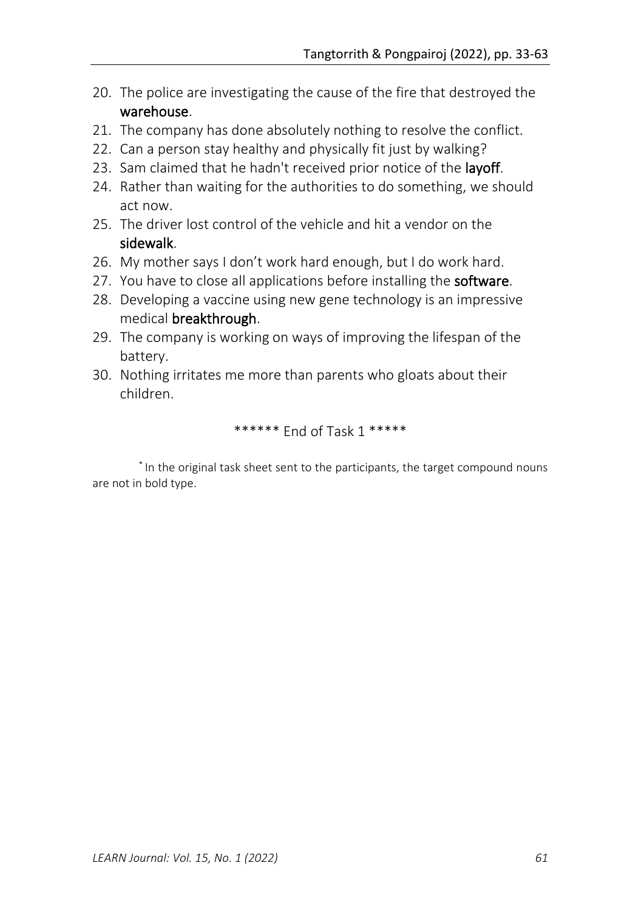20. The police are investigating the cause of the fire that destroyed the **warehouse**.
21. The company has done absolutely nothing to resolve the conflict.
22. Can a person stay healthy and physically fit just by walking?
23. Sam claimed that he hadn't received prior notice of the **layoff**.
24. Rather than waiting for the authorities to do something, we should act now.
25. The driver lost control of the vehicle and hit a vendor on the **sidewalk**.
26. My mother says I don't work hard enough, but I do work hard.
27. You have to close all applications before installing the **software**.
28. Developing a vaccine using new gene technology is an impressive medical **breakthrough**.
29. The company is working on ways of improving the lifespan of the battery.
30. Nothing irritates me more than parents who gloats about their children.

****** End of Task 1 *****

[*] In the original task sheet sent to the participants, the target compound nouns are not in bold type.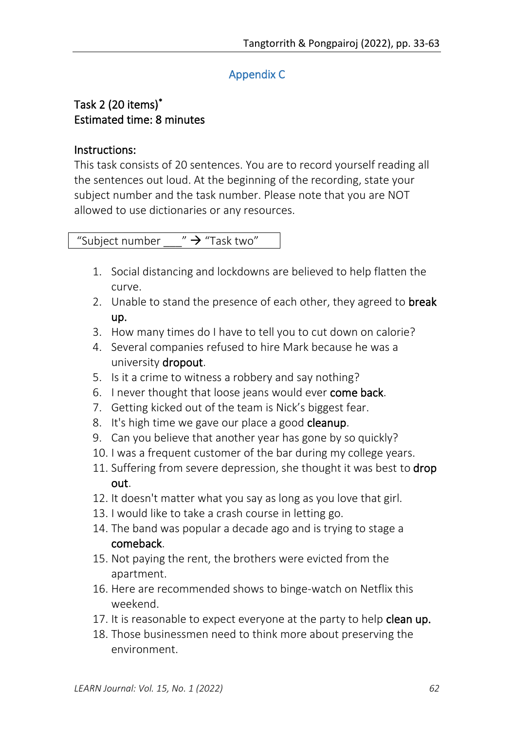## Appendix C

**Task 2 (20 items)***
**Estimated time: 8 minutes**

**Instructions:**
This task consists of 20 sentences. You are to record yourself reading all the sentences out loud. At the beginning of the recording, state your subject number and the task number. Please note that you are NOT allowed to use dictionaries or any resources.

| "Subject number ___" → "Task two" |
|---|

1. Social distancing and lockdowns are believed to help flatten the curve.
2. Unable to stand the presence of each other, they agreed to **break up.**
3. How many times do I have to tell you to cut down on calorie?
4. Several companies refused to hire Mark because he was a university **dropout**.
5. Is it a crime to witness a robbery and say nothing?
6. I never thought that loose jeans would ever **come back**.
7. Getting kicked out of the team is Nick's biggest fear.
8. It's high time we gave our place a good **cleanup**.
9. Can you believe that another year has gone by so quickly?
10. I was a frequent customer of the bar during my college years.
11. Suffering from severe depression, she thought it was best to **drop out**.
12. It doesn't matter what you say as long as you love that girl.
13. I would like to take a crash course in letting go.
14. The band was popular a decade ago and is trying to stage a **comeback**.
15. Not paying the rent, the brothers were evicted from the apartment.
16. Here are recommended shows to binge-watch on Netflix this weekend.
17. It is reasonable to expect everyone at the party to help **clean up.**
18. Those businessmen need to think more about preserving the environment.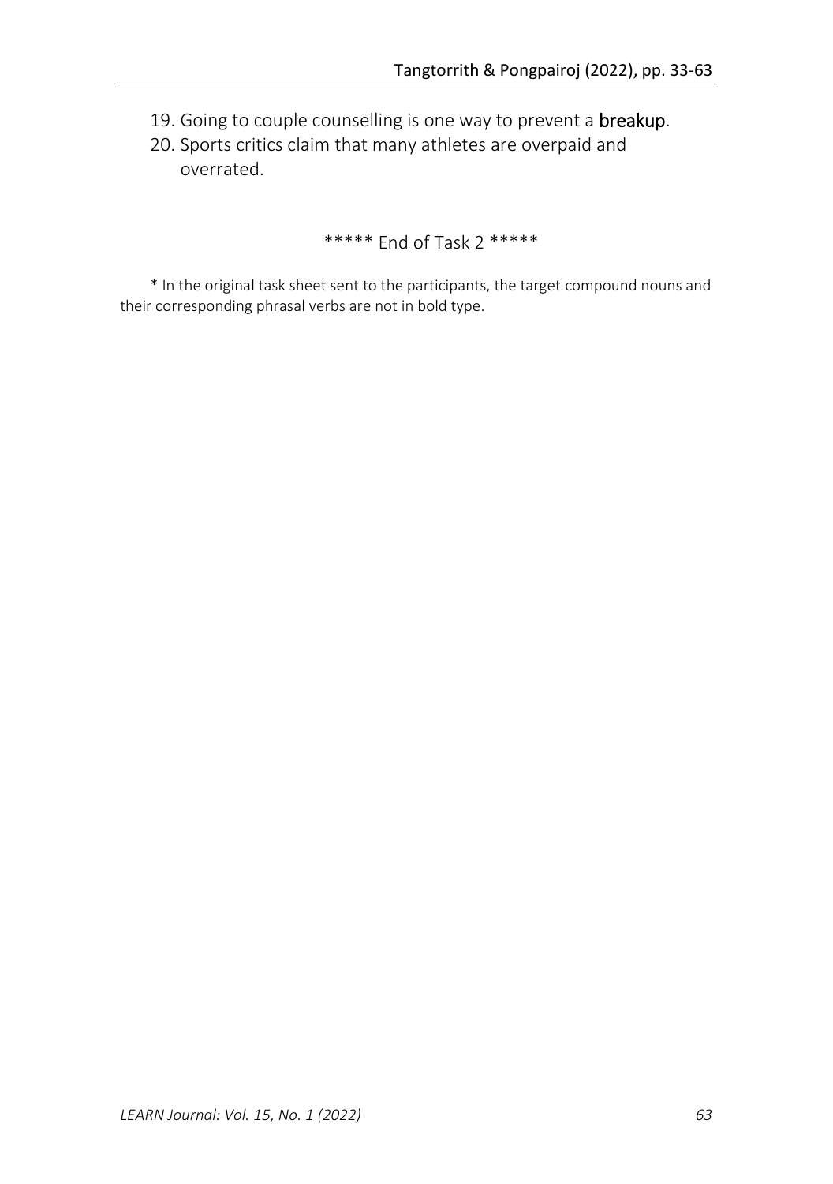19. Going to couple counselling is one way to prevent a **breakup**.
20. Sports critics claim that many athletes are overpaid and overrated.

***** End of Task 2 *****

* In the original task sheet sent to the participants, the target compound nouns and their corresponding phrasal verbs are not in bold type.